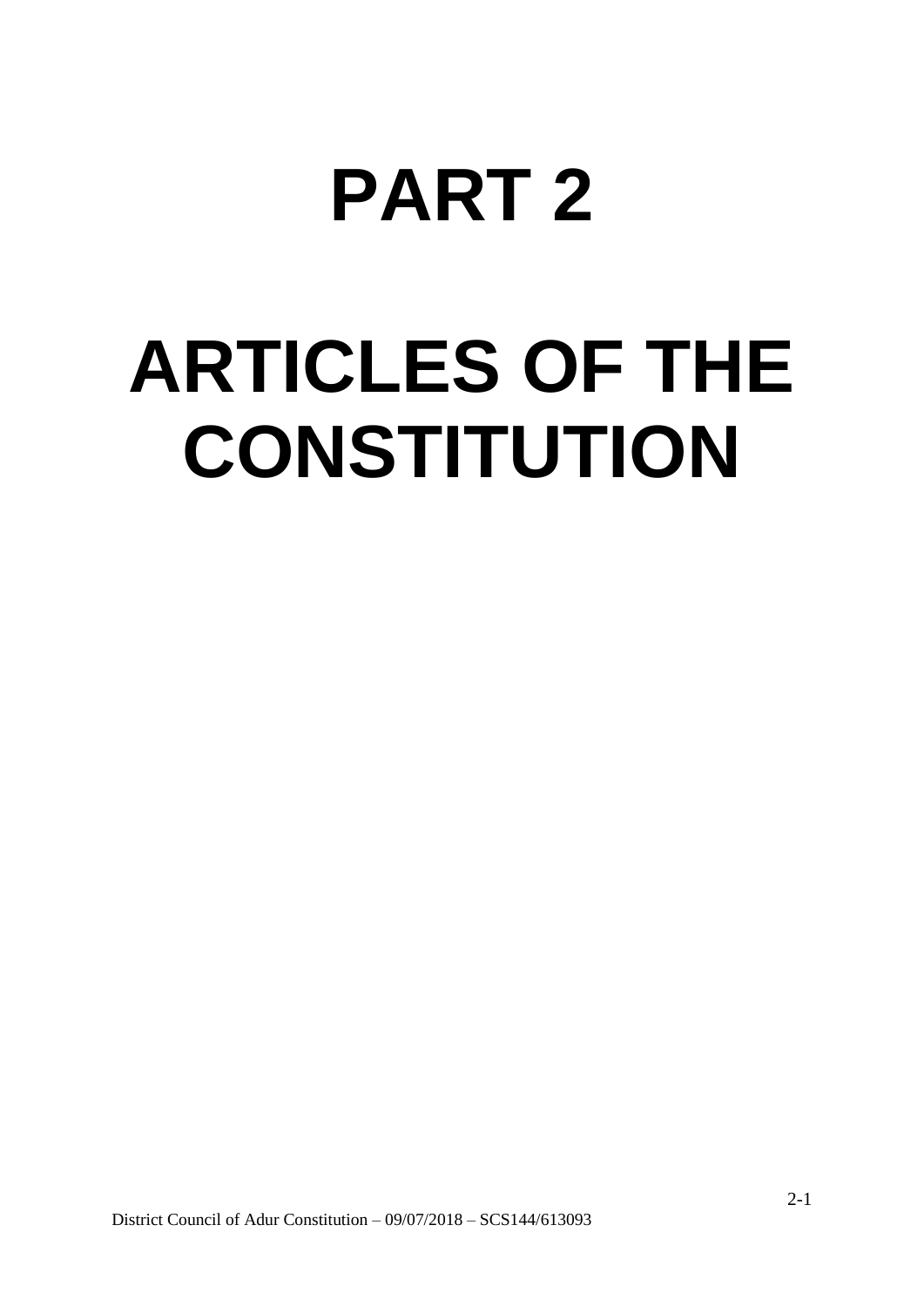# PART 2

# ARTICLES OF THE CONSTITUTION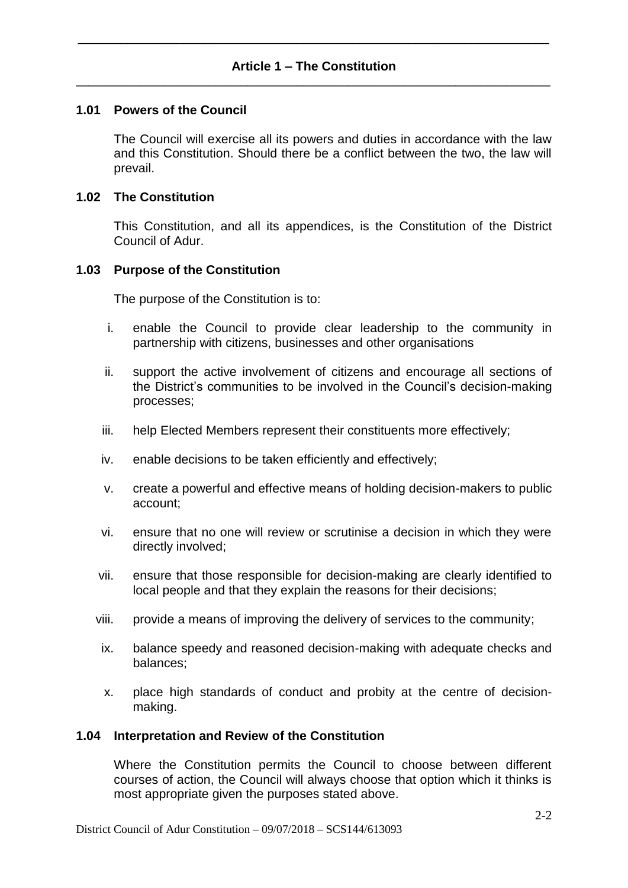## Article 1 – The Constitution

### 1.01 Powers of the Council

The Council will exercise all its powers and duties in accordance with the law and this Constitution. Should there be a conflict between the two, the law will prevail.

### 1.02 The Constitution

This Constitution, and all its appendices, is the Constitution of the District Council of Adur.

### 1.03 Purpose of the Constitution

The purpose of the Constitution is to:

i. enable the Council to provide clear leadership to the community in partnership with citizens, businesses and other organisations

ii. support the active involvement of citizens and encourage all sections of the District's communities to be involved in the Council's decision-making processes;

iii. help Elected Members represent their constituents more effectively;

iv. enable decisions to be taken efficiently and effectively;

v. create a powerful and effective means of holding decision-makers to public account;

vi. ensure that no one will review or scrutinise a decision in which they were directly involved;

vii. ensure that those responsible for decision-making are clearly identified to local people and that they explain the reasons for their decisions;

viii. provide a means of improving the delivery of services to the community;

ix. balance speedy and reasoned decision-making with adequate checks and balances;

x. place high standards of conduct and probity at the centre of decision-making.

### 1.04 Interpretation and Review of the Constitution

Where the Constitution permits the Council to choose between different courses of action, the Council will always choose that option which it thinks is most appropriate given the purposes stated above.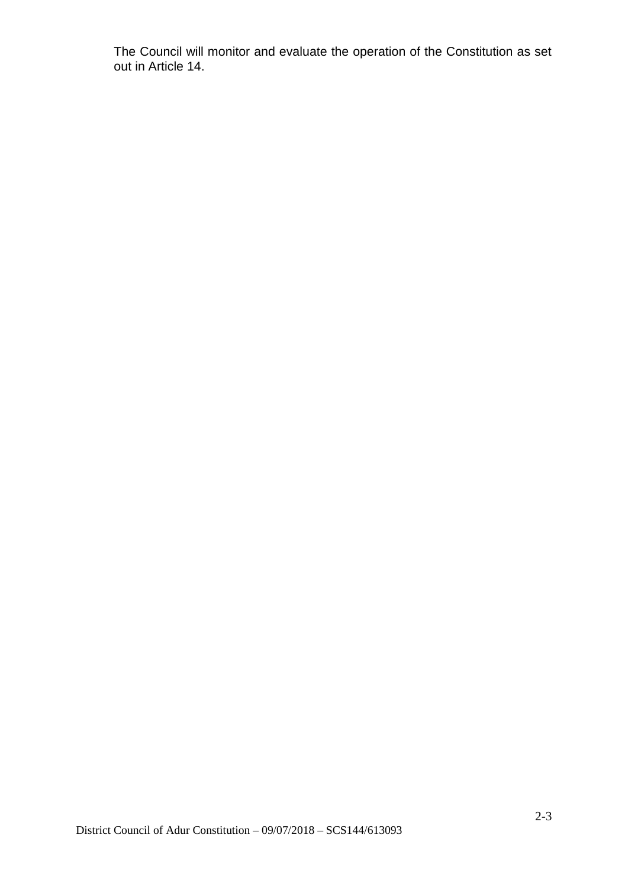The Council will monitor and evaluate the operation of the Constitution as set out in Article 14.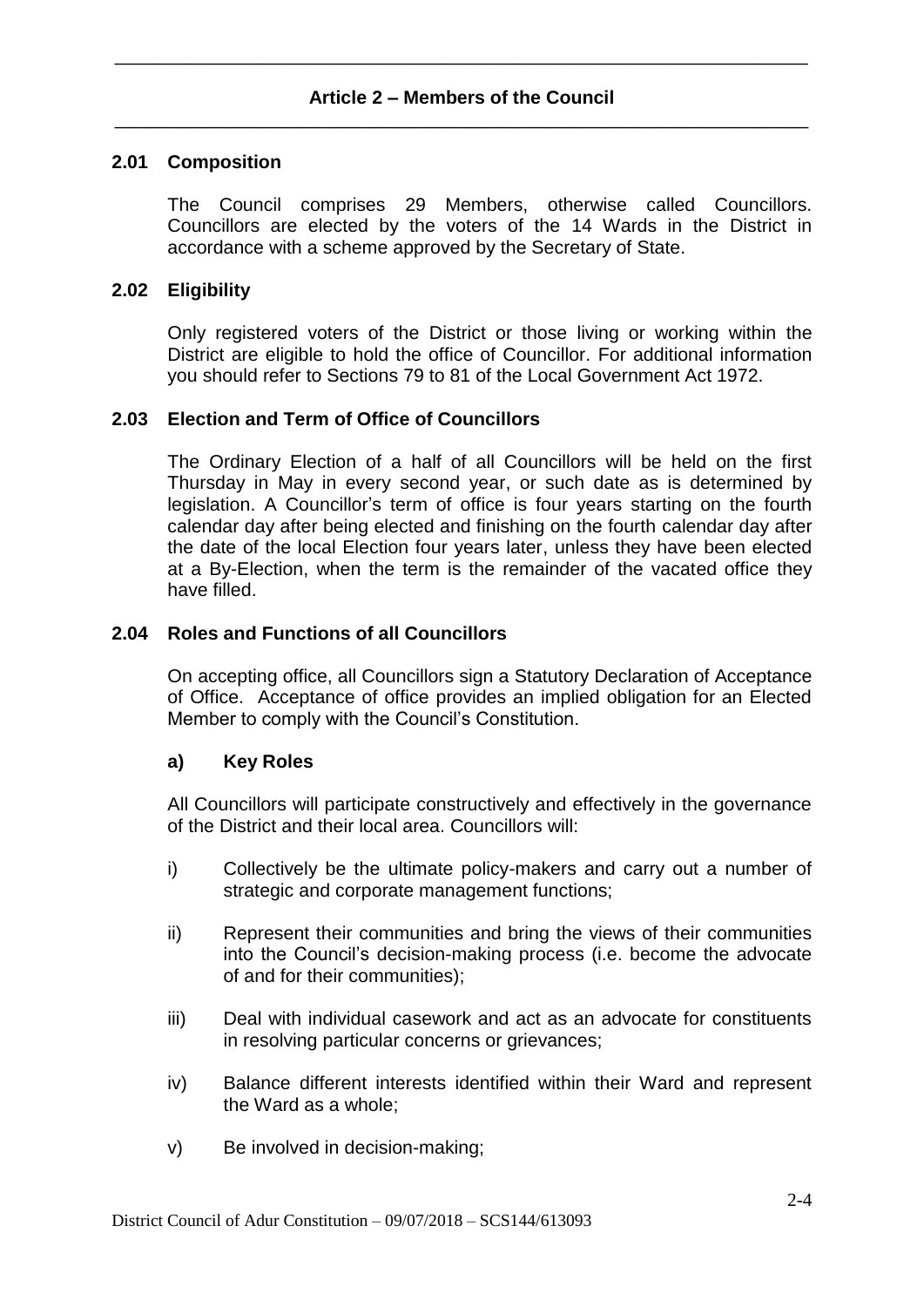## Article 2 – Members of the Council

### 2.01 Composition

The Council comprises 29 Members, otherwise called Councillors. Councillors are elected by the voters of the 14 Wards in the District in accordance with a scheme approved by the Secretary of State.

### 2.02 Eligibility

Only registered voters of the District or those living or working within the District are eligible to hold the office of Councillor. For additional information you should refer to Sections 79 to 81 of the Local Government Act 1972.

### 2.03 Election and Term of Office of Councillors

The Ordinary Election of a half of all Councillors will be held on the first Thursday in May in every second year, or such date as is determined by legislation. A Councillor's term of office is four years starting on the fourth calendar day after being elected and finishing on the fourth calendar day after the date of the local Election four years later, unless they have been elected at a By-Election, when the term is the remainder of the vacated office they have filled.

### 2.04 Roles and Functions of all Councillors

On accepting office, all Councillors sign a Statutory Declaration of Acceptance of Office. Acceptance of office provides an implied obligation for an Elected Member to comply with the Council's Constitution.

#### a) Key Roles

All Councillors will participate constructively and effectively in the governance of the District and their local area. Councillors will:

i) Collectively be the ultimate policy-makers and carry out a number of strategic and corporate management functions;

ii) Represent their communities and bring the views of their communities into the Council's decision-making process (i.e. become the advocate of and for their communities);

iii) Deal with individual casework and act as an advocate for constituents in resolving particular concerns or grievances;

iv) Balance different interests identified within their Ward and represent the Ward as a whole;

v) Be involved in decision-making;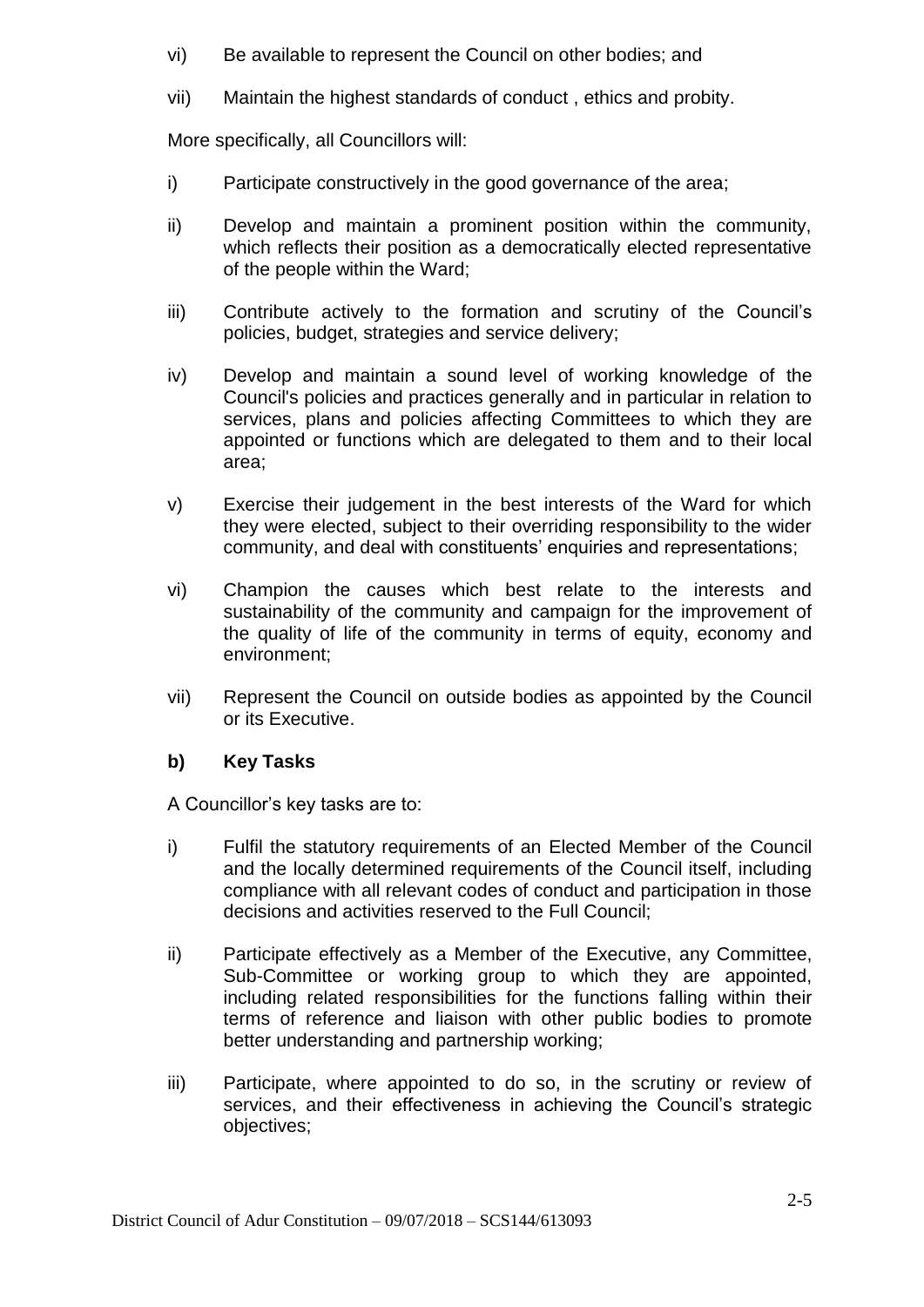vi) Be available to represent the Council on other bodies; and

vii) Maintain the highest standards of conduct , ethics and probity.

More specifically, all Councillors will:

i) Participate constructively in the good governance of the area;

ii) Develop and maintain a prominent position within the community, which reflects their position as a democratically elected representative of the people within the Ward;

iii) Contribute actively to the formation and scrutiny of the Council's policies, budget, strategies and service delivery;

iv) Develop and maintain a sound level of working knowledge of the Council's policies and practices generally and in particular in relation to services, plans and policies affecting Committees to which they are appointed or functions which are delegated to them and to their local area;

v) Exercise their judgement in the best interests of the Ward for which they were elected, subject to their overriding responsibility to the wider community, and deal with constituents' enquiries and representations;

vi) Champion the causes which best relate to the interests and sustainability of the community and campaign for the improvement of the quality of life of the community in terms of equity, economy and environment;

vii) Represent the Council on outside bodies as appointed by the Council or its Executive.

**b) Key Tasks**

A Councillor's key tasks are to:

i) Fulfil the statutory requirements of an Elected Member of the Council and the locally determined requirements of the Council itself, including compliance with all relevant codes of conduct and participation in those decisions and activities reserved to the Full Council;

ii) Participate effectively as a Member of the Executive, any Committee, Sub-Committee or working group to which they are appointed, including related responsibilities for the functions falling within their terms of reference and liaison with other public bodies to promote better understanding and partnership working;

iii) Participate, where appointed to do so, in the scrutiny or review of services, and their effectiveness in achieving the Council's strategic objectives;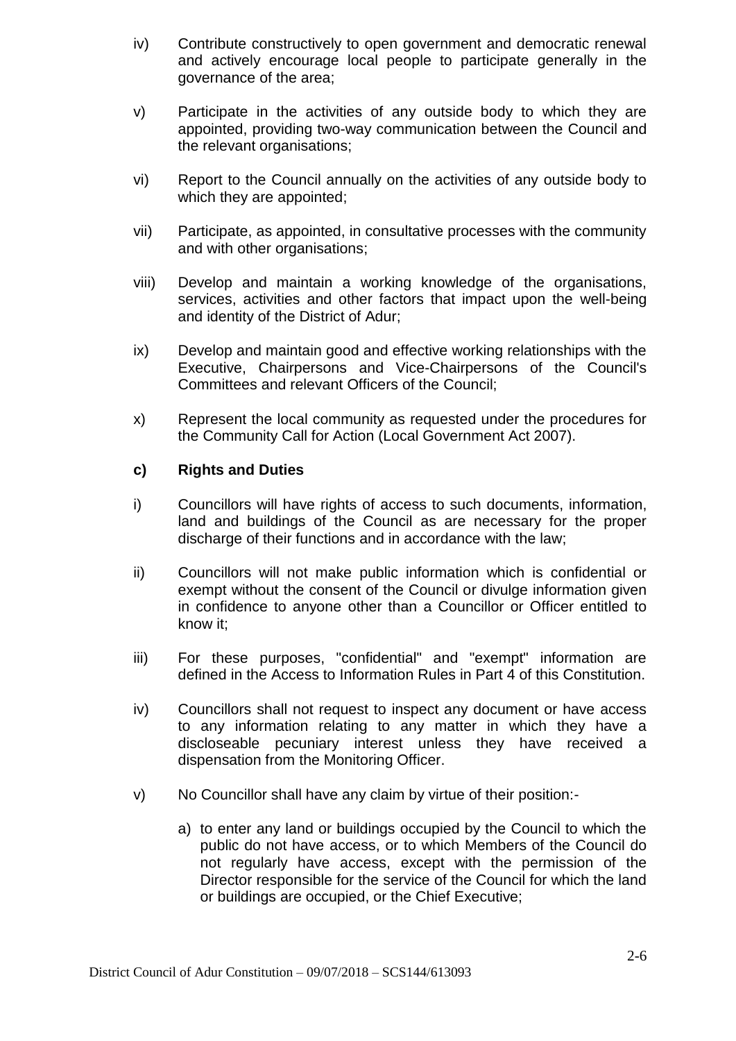iv) Contribute constructively to open government and democratic renewal and actively encourage local people to participate generally in the governance of the area;

v) Participate in the activities of any outside body to which they are appointed, providing two-way communication between the Council and the relevant organisations;

vi) Report to the Council annually on the activities of any outside body to which they are appointed;

vii) Participate, as appointed, in consultative processes with the community and with other organisations;

viii) Develop and maintain a working knowledge of the organisations, services, activities and other factors that impact upon the well-being and identity of the District of Adur;

ix) Develop and maintain good and effective working relationships with the Executive, Chairpersons and Vice-Chairpersons of the Council's Committees and relevant Officers of the Council;

x) Represent the local community as requested under the procedures for the Community Call for Action (Local Government Act 2007).

**c) Rights and Duties**

i) Councillors will have rights of access to such documents, information, land and buildings of the Council as are necessary for the proper discharge of their functions and in accordance with the law;

ii) Councillors will not make public information which is confidential or exempt without the consent of the Council or divulge information given in confidence to anyone other than a Councillor or Officer entitled to know it;

iii) For these purposes, "confidential" and "exempt" information are defined in the Access to Information Rules in Part 4 of this Constitution.

iv) Councillors shall not request to inspect any document or have access to any information relating to any matter in which they have a discloseable pecuniary interest unless they have received a dispensation from the Monitoring Officer.

v) No Councillor shall have any claim by virtue of their position:-

   a) to enter any land or buildings occupied by the Council to which the public do not have access, or to which Members of the Council do not regularly have access, except with the permission of the Director responsible for the service of the Council for which the land or buildings are occupied, or the Chief Executive;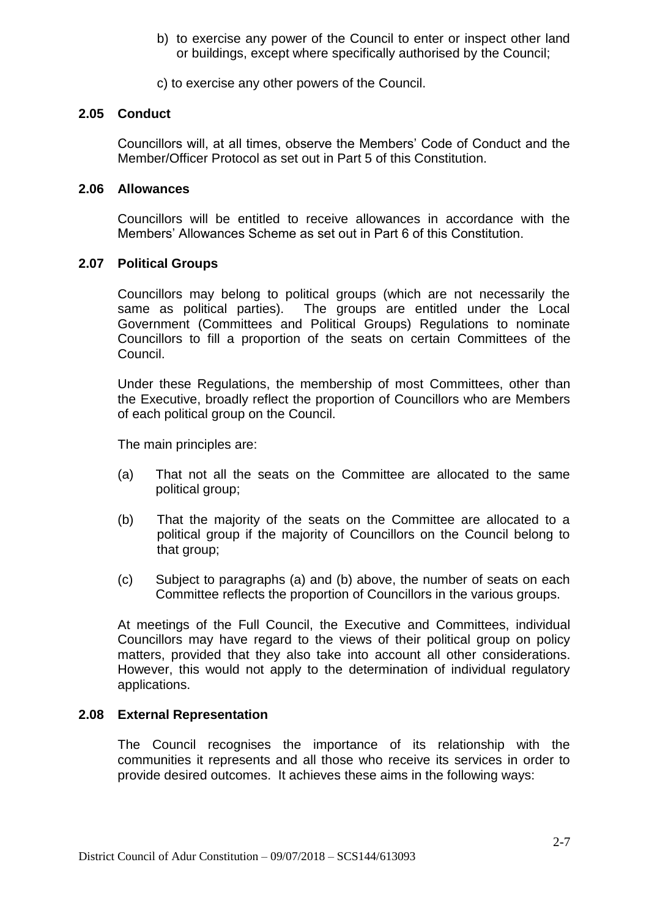b) to exercise any power of the Council to enter or inspect other land or buildings, except where specifically authorised by the Council;

c) to exercise any other powers of the Council.

### 2.05 Conduct

Councillors will, at all times, observe the Members' Code of Conduct and the Member/Officer Protocol as set out in Part 5 of this Constitution.

### 2.06 Allowances

Councillors will be entitled to receive allowances in accordance with the Members' Allowances Scheme as set out in Part 6 of this Constitution.

### 2.07 Political Groups

Councillors may belong to political groups (which are not necessarily the same as political parties). The groups are entitled under the Local Government (Committees and Political Groups) Regulations to nominate Councillors to fill a proportion of the seats on certain Committees of the Council.

Under these Regulations, the membership of most Committees, other than the Executive, broadly reflect the proportion of Councillors who are Members of each political group on the Council.

The main principles are:

(a) That not all the seats on the Committee are allocated to the same political group;

(b) That the majority of the seats on the Committee are allocated to a political group if the majority of Councillors on the Council belong to that group;

(c) Subject to paragraphs (a) and (b) above, the number of seats on each Committee reflects the proportion of Councillors in the various groups.

At meetings of the Full Council, the Executive and Committees, individual Councillors may have regard to the views of their political group on policy matters, provided that they also take into account all other considerations. However, this would not apply to the determination of individual regulatory applications.

### 2.08 External Representation

The Council recognises the importance of its relationship with the communities it represents and all those who receive its services in order to provide desired outcomes. It achieves these aims in the following ways: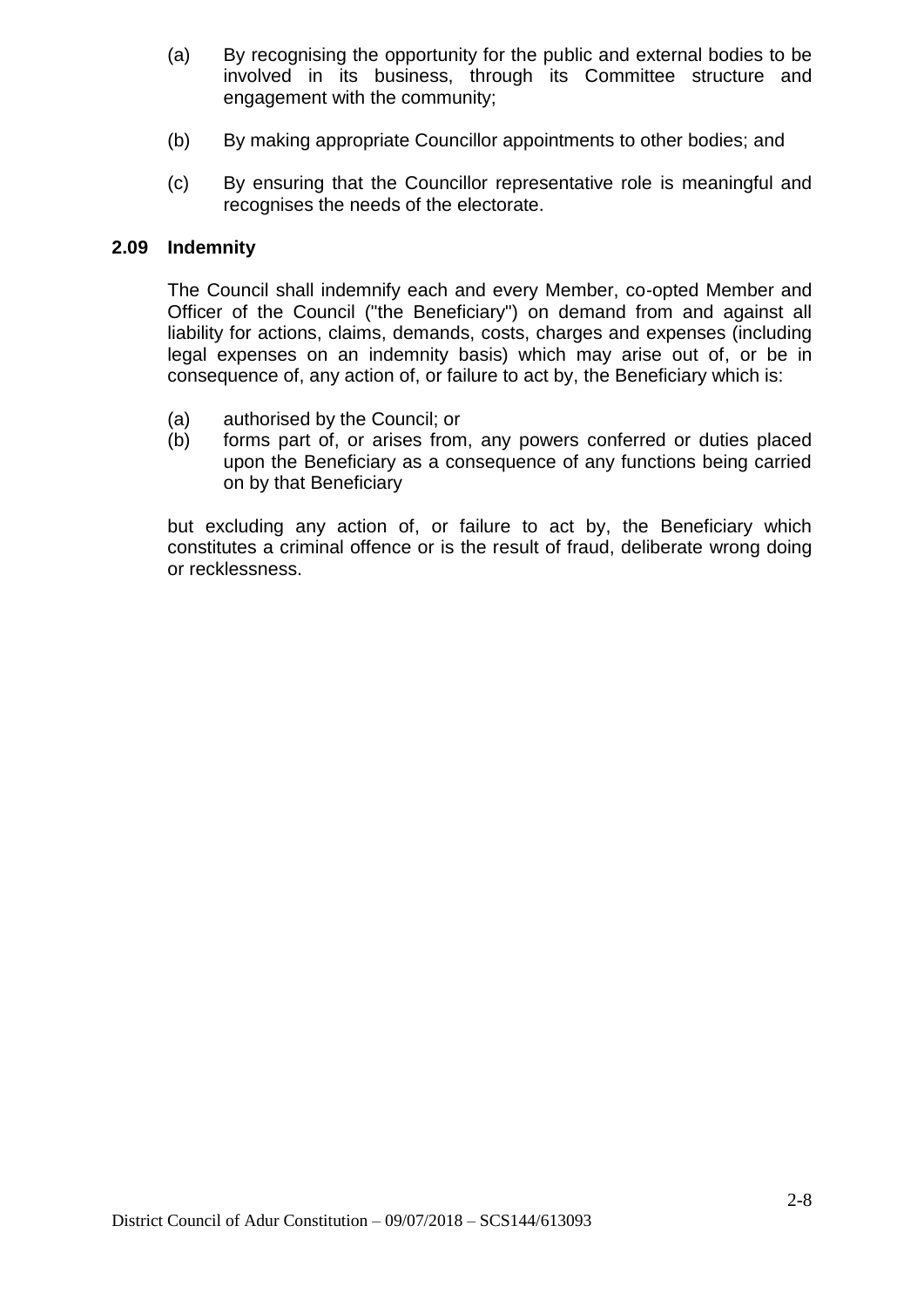(a) By recognising the opportunity for the public and external bodies to be involved in its business, through its Committee structure and engagement with the community;

(b) By making appropriate Councillor appointments to other bodies; and

(c) By ensuring that the Councillor representative role is meaningful and recognises the needs of the electorate.

### 2.09 Indemnity

The Council shall indemnify each and every Member, co-opted Member and Officer of the Council ("the Beneficiary") on demand from and against all liability for actions, claims, demands, costs, charges and expenses (including legal expenses on an indemnity basis) which may arise out of, or be in consequence of, any action of, or failure to act by, the Beneficiary which is:

(a) authorised by the Council; or
(b) forms part of, or arises from, any powers conferred or duties placed upon the Beneficiary as a consequence of any functions being carried on by that Beneficiary

but excluding any action of, or failure to act by, the Beneficiary which constitutes a criminal offence or is the result of fraud, deliberate wrong doing or recklessness.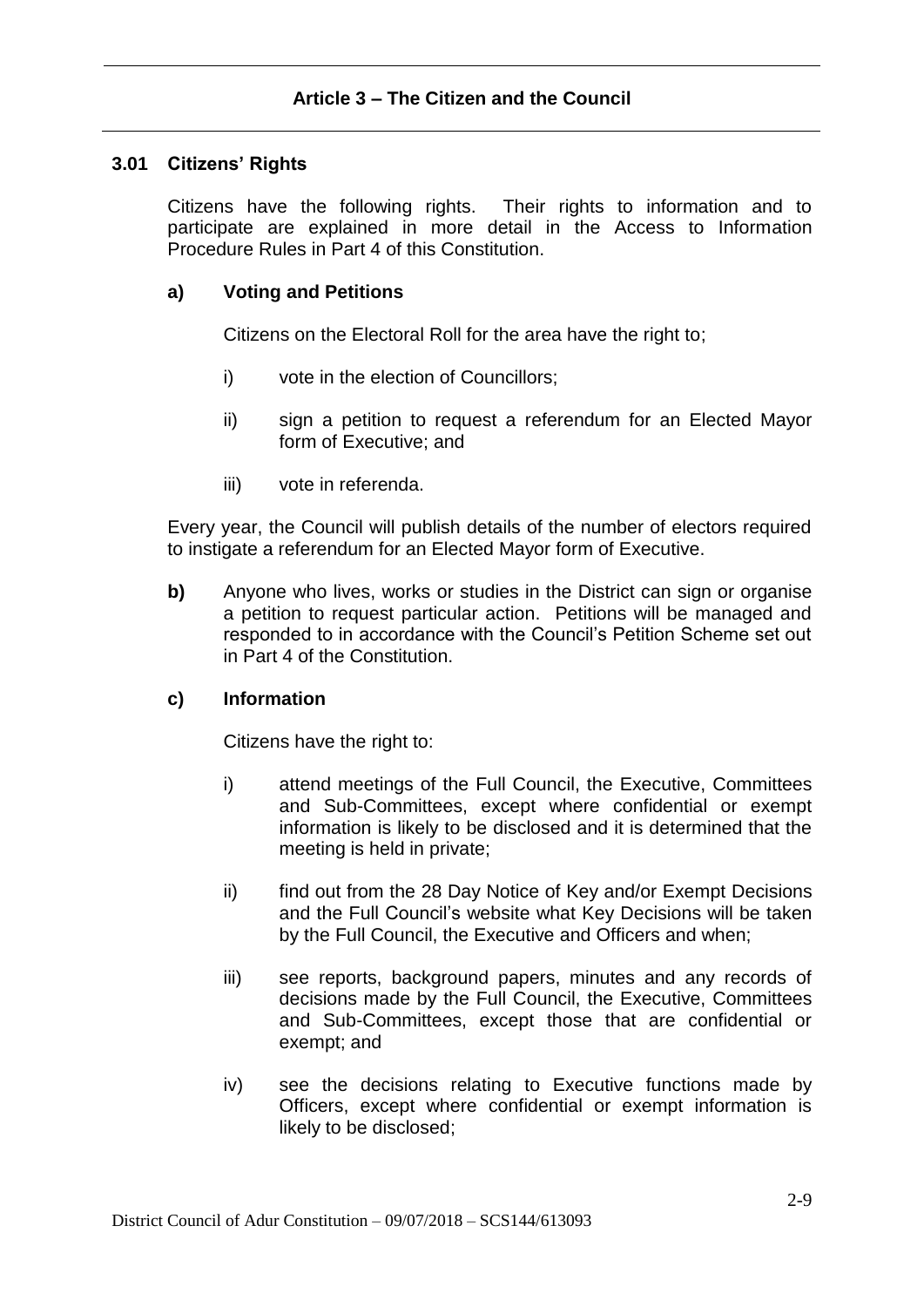## Article 3 – The Citizen and the Council

### 3.01 Citizens' Rights

Citizens have the following rights. Their rights to information and to participate are explained in more detail in the Access to Information Procedure Rules in Part 4 of this Constitution.

**a) Voting and Petitions**

Citizens on the Electoral Roll for the area have the right to;

i) vote in the election of Councillors;

ii) sign a petition to request a referendum for an Elected Mayor form of Executive; and

iii) vote in referenda.

Every year, the Council will publish details of the number of electors required to instigate a referendum for an Elected Mayor form of Executive.

**b)** Anyone who lives, works or studies in the District can sign or organise a petition to request particular action. Petitions will be managed and responded to in accordance with the Council's Petition Scheme set out in Part 4 of the Constitution.

**c) Information**

Citizens have the right to:

i) attend meetings of the Full Council, the Executive, Committees and Sub-Committees, except where confidential or exempt information is likely to be disclosed and it is determined that the meeting is held in private;

ii) find out from the 28 Day Notice of Key and/or Exempt Decisions and the Full Council's website what Key Decisions will be taken by the Full Council, the Executive and Officers and when;

iii) see reports, background papers, minutes and any records of decisions made by the Full Council, the Executive, Committees and Sub-Committees, except those that are confidential or exempt; and

iv) see the decisions relating to Executive functions made by Officers, except where confidential or exempt information is likely to be disclosed;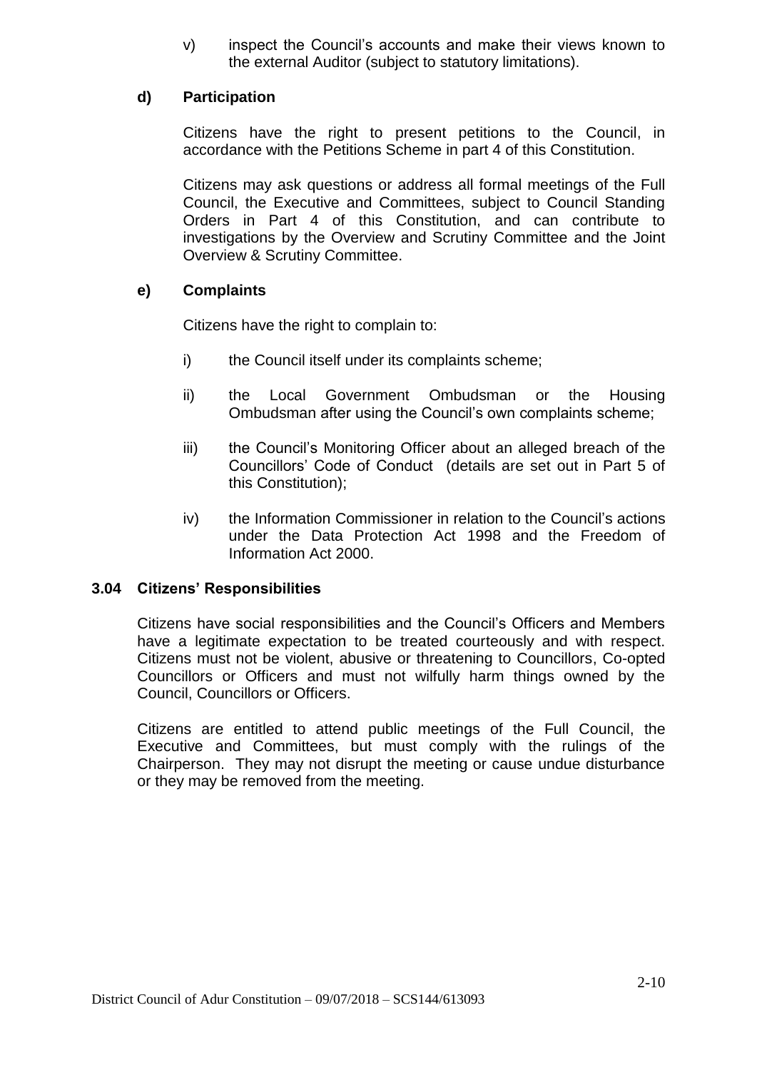v) inspect the Council's accounts and make their views known to the external Auditor (subject to statutory limitations).

**d) Participation**

Citizens have the right to present petitions to the Council, in accordance with the Petitions Scheme in part 4 of this Constitution.

Citizens may ask questions or address all formal meetings of the Full Council, the Executive and Committees, subject to Council Standing Orders in Part 4 of this Constitution, and can contribute to investigations by the Overview and Scrutiny Committee and the Joint Overview & Scrutiny Committee.

**e) Complaints**

Citizens have the right to complain to:

i) the Council itself under its complaints scheme;

ii) the Local Government Ombudsman or the Housing Ombudsman after using the Council's own complaints scheme;

iii) the Council's Monitoring Officer about an alleged breach of the Councillors' Code of Conduct (details are set out in Part 5 of this Constitution);

iv) the Information Commissioner in relation to the Council's actions under the Data Protection Act 1998 and the Freedom of Information Act 2000.

### 3.04 Citizens' Responsibilities

Citizens have social responsibilities and the Council's Officers and Members have a legitimate expectation to be treated courteously and with respect. Citizens must not be violent, abusive or threatening to Councillors, Co-opted Councillors or Officers and must not wilfully harm things owned by the Council, Councillors or Officers.

Citizens are entitled to attend public meetings of the Full Council, the Executive and Committees, but must comply with the rulings of the Chairperson. They may not disrupt the meeting or cause undue disturbance or they may be removed from the meeting.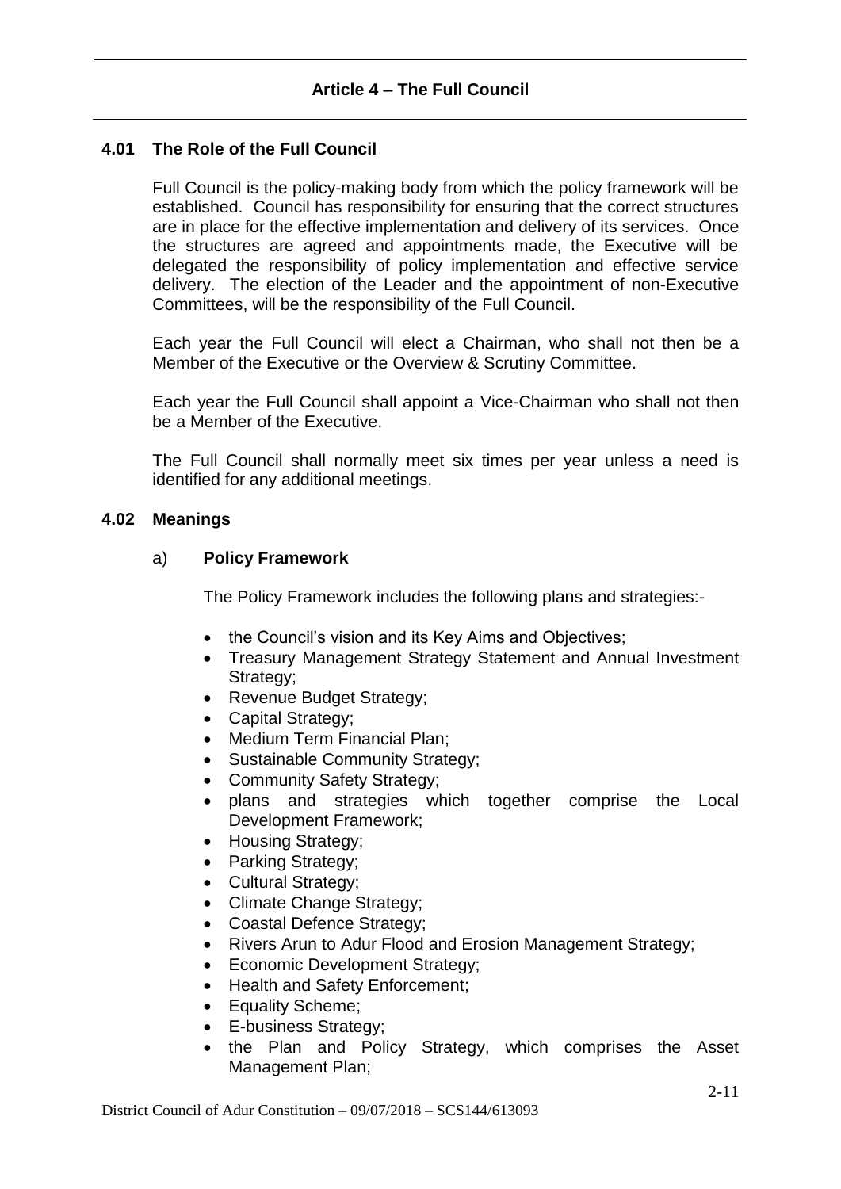## Article 4 – The Full Council

### 4.01 The Role of the Full Council

Full Council is the policy-making body from which the policy framework will be established. Council has responsibility for ensuring that the correct structures are in place for the effective implementation and delivery of its services. Once the structures are agreed and appointments made, the Executive will be delegated the responsibility of policy implementation and effective service delivery. The election of the Leader and the appointment of non-Executive Committees, will be the responsibility of the Full Council.

Each year the Full Council will elect a Chairman, who shall not then be a Member of the Executive or the Overview & Scrutiny Committee.

Each year the Full Council shall appoint a Vice-Chairman who shall not then be a Member of the Executive.

The Full Council shall normally meet six times per year unless a need is identified for any additional meetings.

### 4.02 Meanings

a) **Policy Framework**

The Policy Framework includes the following plans and strategies:-

- the Council's vision and its Key Aims and Objectives;
- Treasury Management Strategy Statement and Annual Investment Strategy;
- Revenue Budget Strategy;
- Capital Strategy;
- Medium Term Financial Plan;
- Sustainable Community Strategy;
- Community Safety Strategy;
- plans and strategies which together comprise the Local Development Framework;
- Housing Strategy;
- Parking Strategy;
- Cultural Strategy;
- Climate Change Strategy;
- Coastal Defence Strategy;
- Rivers Arun to Adur Flood and Erosion Management Strategy;
- Economic Development Strategy;
- Health and Safety Enforcement;
- Equality Scheme;
- E-business Strategy;
- the Plan and Policy Strategy, which comprises the Asset Management Plan;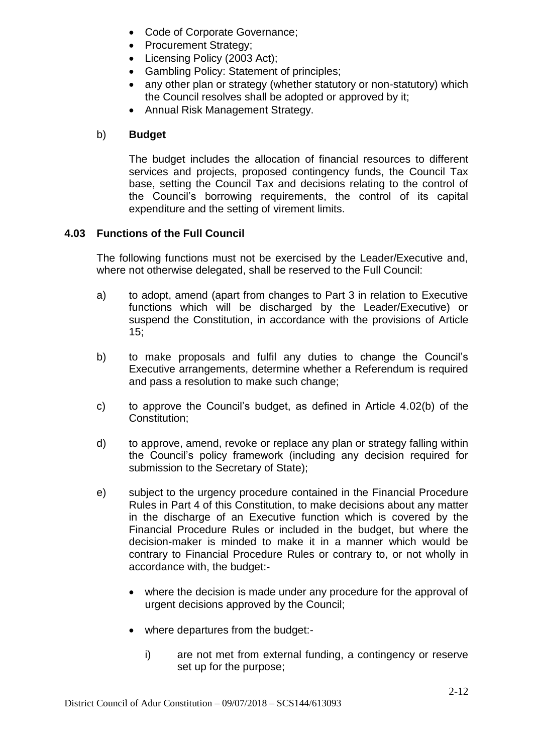- Code of Corporate Governance;
- Procurement Strategy;
- Licensing Policy (2003 Act);
- Gambling Policy: Statement of principles;
- any other plan or strategy (whether statutory or non-statutory) which the Council resolves shall be adopted or approved by it;
- Annual Risk Management Strategy.

b) **Budget**

The budget includes the allocation of financial resources to different services and projects, proposed contingency funds, the Council Tax base, setting the Council Tax and decisions relating to the control of the Council's borrowing requirements, the control of its capital expenditure and the setting of virement limits.

### 4.03 Functions of the Full Council

The following functions must not be exercised by the Leader/Executive and, where not otherwise delegated, shall be reserved to the Full Council:

a) to adopt, amend (apart from changes to Part 3 in relation to Executive functions which will be discharged by the Leader/Executive) or suspend the Constitution, in accordance with the provisions of Article 15;

b) to make proposals and fulfil any duties to change the Council's Executive arrangements, determine whether a Referendum is required and pass a resolution to make such change;

c) to approve the Council's budget, as defined in Article 4.02(b) of the Constitution;

d) to approve, amend, revoke or replace any plan or strategy falling within the Council's policy framework (including any decision required for submission to the Secretary of State);

e) subject to the urgency procedure contained in the Financial Procedure Rules in Part 4 of this Constitution, to make decisions about any matter in the discharge of an Executive function which is covered by the Financial Procedure Rules or included in the budget, but where the decision-maker is minded to make it in a manner which would be contrary to Financial Procedure Rules or contrary to, or not wholly in accordance with, the budget:-

- where the decision is made under any procedure for the approval of urgent decisions approved by the Council;
- where departures from the budget:-
  - i) are not met from external funding, a contingency or reserve set up for the purpose;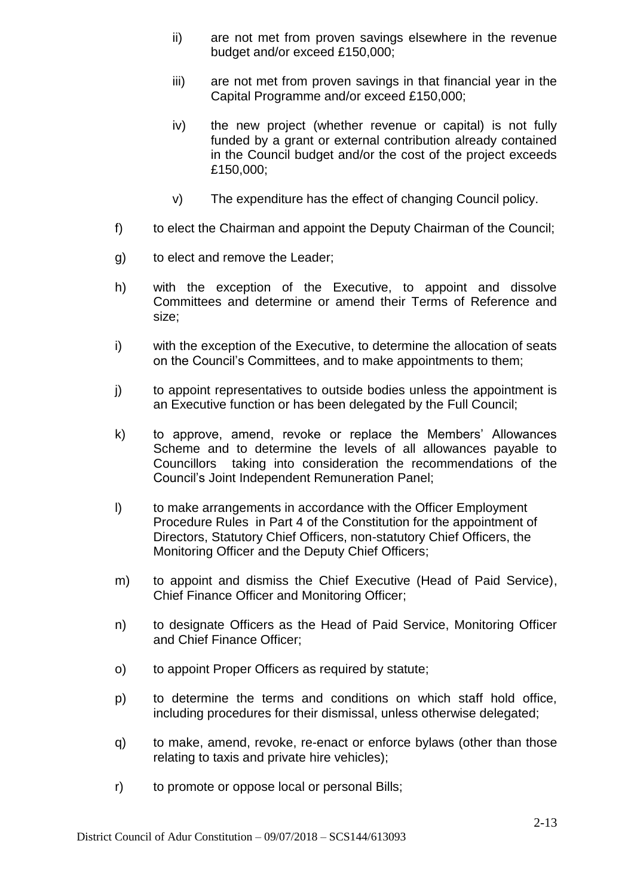ii) are not met from proven savings elsewhere in the revenue budget and/or exceed £150,000;

iii) are not met from proven savings in that financial year in the Capital Programme and/or exceed £150,000;

iv) the new project (whether revenue or capital) is not fully funded by a grant or external contribution already contained in the Council budget and/or the cost of the project exceeds £150,000;

v) The expenditure has the effect of changing Council policy.

f) to elect the Chairman and appoint the Deputy Chairman of the Council;

g) to elect and remove the Leader;

h) with the exception of the Executive, to appoint and dissolve Committees and determine or amend their Terms of Reference and size;

i) with the exception of the Executive, to determine the allocation of seats on the Council's Committees, and to make appointments to them;

j) to appoint representatives to outside bodies unless the appointment is an Executive function or has been delegated by the Full Council;

k) to approve, amend, revoke or replace the Members' Allowances Scheme and to determine the levels of all allowances payable to Councillors taking into consideration the recommendations of the Council's Joint Independent Remuneration Panel;

l) to make arrangements in accordance with the Officer Employment Procedure Rules in Part 4 of the Constitution for the appointment of Directors, Statutory Chief Officers, non-statutory Chief Officers, the Monitoring Officer and the Deputy Chief Officers;

m) to appoint and dismiss the Chief Executive (Head of Paid Service), Chief Finance Officer and Monitoring Officer;

n) to designate Officers as the Head of Paid Service, Monitoring Officer and Chief Finance Officer;

o) to appoint Proper Officers as required by statute;

p) to determine the terms and conditions on which staff hold office, including procedures for their dismissal, unless otherwise delegated;

q) to make, amend, revoke, re-enact or enforce bylaws (other than those relating to taxis and private hire vehicles);

r) to promote or oppose local or personal Bills;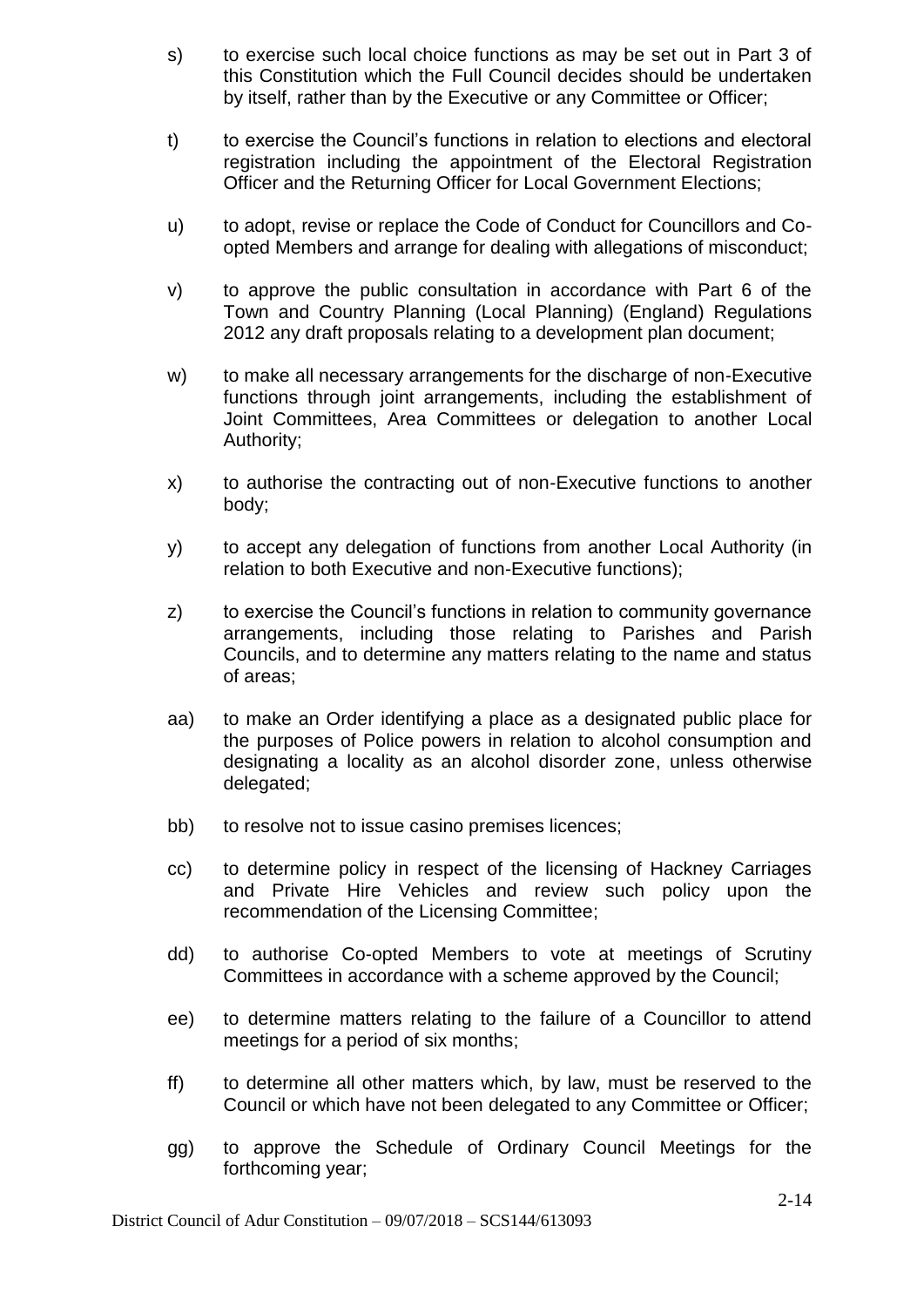s) to exercise such local choice functions as may be set out in Part 3 of this Constitution which the Full Council decides should be undertaken by itself, rather than by the Executive or any Committee or Officer;

t) to exercise the Council's functions in relation to elections and electoral registration including the appointment of the Electoral Registration Officer and the Returning Officer for Local Government Elections;

u) to adopt, revise or replace the Code of Conduct for Councillors and Co-opted Members and arrange for dealing with allegations of misconduct;

v) to approve the public consultation in accordance with Part 6 of the Town and Country Planning (Local Planning) (England) Regulations 2012 any draft proposals relating to a development plan document;

w) to make all necessary arrangements for the discharge of non-Executive functions through joint arrangements, including the establishment of Joint Committees, Area Committees or delegation to another Local Authority;

x) to authorise the contracting out of non-Executive functions to another body;

y) to accept any delegation of functions from another Local Authority (in relation to both Executive and non-Executive functions);

z) to exercise the Council's functions in relation to community governance arrangements, including those relating to Parishes and Parish Councils, and to determine any matters relating to the name and status of areas;

aa) to make an Order identifying a place as a designated public place for the purposes of Police powers in relation to alcohol consumption and designating a locality as an alcohol disorder zone, unless otherwise delegated;

bb) to resolve not to issue casino premises licences;

cc) to determine policy in respect of the licensing of Hackney Carriages and Private Hire Vehicles and review such policy upon the recommendation of the Licensing Committee;

dd) to authorise Co-opted Members to vote at meetings of Scrutiny Committees in accordance with a scheme approved by the Council;

ee) to determine matters relating to the failure of a Councillor to attend meetings for a period of six months;

ff) to determine all other matters which, by law, must be reserved to the Council or which have not been delegated to any Committee or Officer;

gg) to approve the Schedule of Ordinary Council Meetings for the forthcoming year;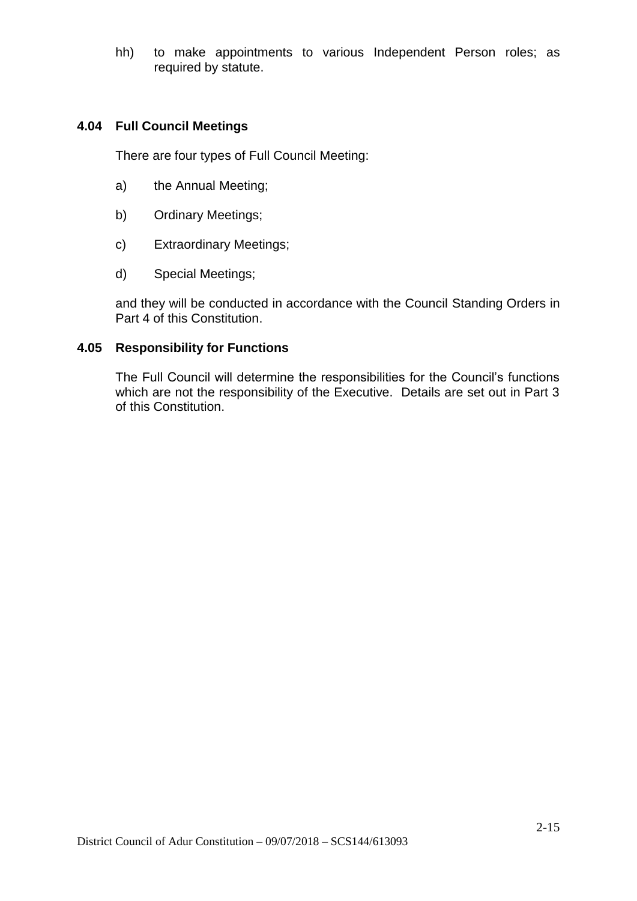hh) to make appointments to various Independent Person roles; as required by statute.

### 4.04 Full Council Meetings

There are four types of Full Council Meeting:

a) the Annual Meeting;

b) Ordinary Meetings;

c) Extraordinary Meetings;

d) Special Meetings;

and they will be conducted in accordance with the Council Standing Orders in Part 4 of this Constitution.

### 4.05 Responsibility for Functions

The Full Council will determine the responsibilities for the Council's functions which are not the responsibility of the Executive. Details are set out in Part 3 of this Constitution.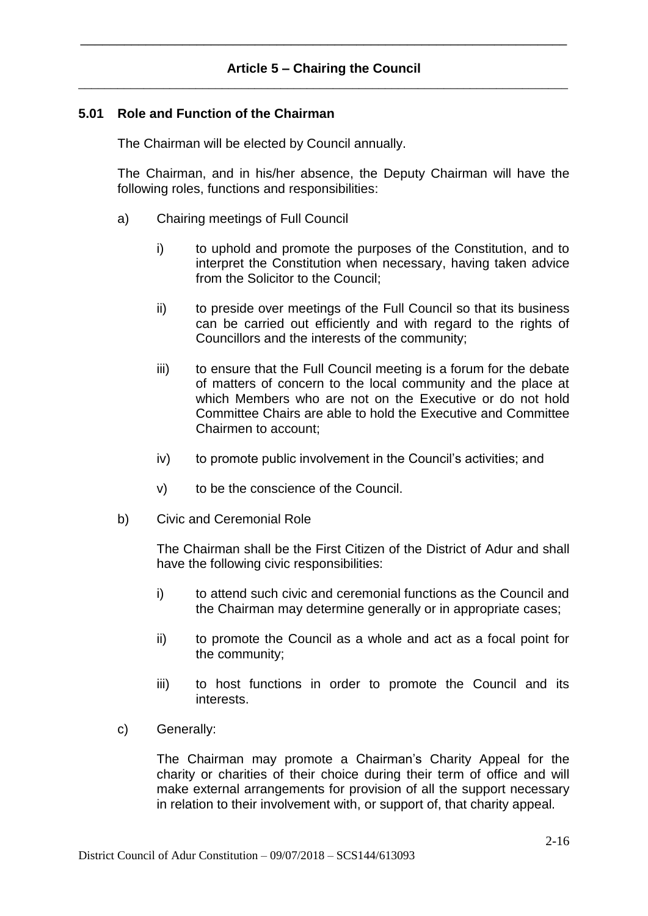## Article 5 – Chairing the Council

### 5.01 Role and Function of the Chairman

The Chairman will be elected by Council annually.

The Chairman, and in his/her absence, the Deputy Chairman will have the following roles, functions and responsibilities:

a) Chairing meetings of Full Council

   i) to uphold and promote the purposes of the Constitution, and to interpret the Constitution when necessary, having taken advice from the Solicitor to the Council;

   ii) to preside over meetings of the Full Council so that its business can be carried out efficiently and with regard to the rights of Councillors and the interests of the community;

   iii) to ensure that the Full Council meeting is a forum for the debate of matters of concern to the local community and the place at which Members who are not on the Executive or do not hold Committee Chairs are able to hold the Executive and Committee Chairmen to account;

   iv) to promote public involvement in the Council's activities; and

   v) to be the conscience of the Council.

b) Civic and Ceremonial Role

   The Chairman shall be the First Citizen of the District of Adur and shall have the following civic responsibilities:

   i) to attend such civic and ceremonial functions as the Council and the Chairman may determine generally or in appropriate cases;

   ii) to promote the Council as a whole and act as a focal point for the community;

   iii) to host functions in order to promote the Council and its interests.

c) Generally:

   The Chairman may promote a Chairman's Charity Appeal for the charity or charities of their choice during their term of office and will make external arrangements for provision of all the support necessary in relation to their involvement with, or support of, that charity appeal.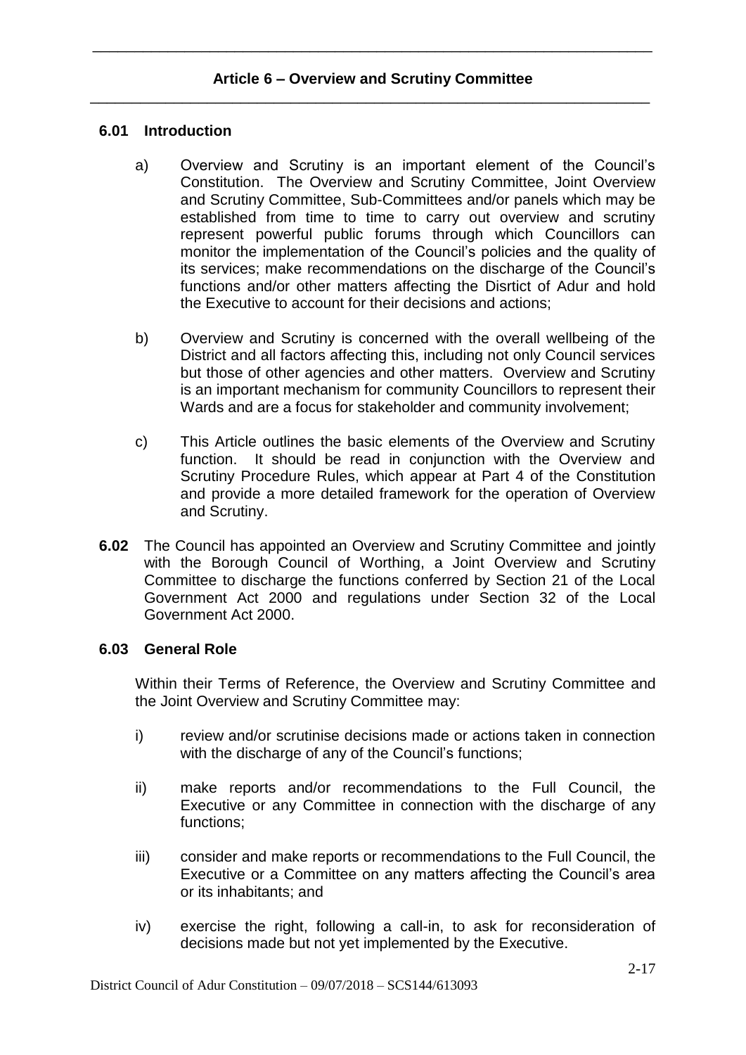## Article 6 – Overview and Scrutiny Committee

### 6.01 Introduction

a) Overview and Scrutiny is an important element of the Council's Constitution. The Overview and Scrutiny Committee, Joint Overview and Scrutiny Committee, Sub-Committees and/or panels which may be established from time to time to carry out overview and scrutiny represent powerful public forums through which Councillors can monitor the implementation of the Council's policies and the quality of its services; make recommendations on the discharge of the Council's functions and/or other matters affecting the Disrtict of Adur and hold the Executive to account for their decisions and actions;

b) Overview and Scrutiny is concerned with the overall wellbeing of the District and all factors affecting this, including not only Council services but those of other agencies and other matters. Overview and Scrutiny is an important mechanism for community Councillors to represent their Wards and are a focus for stakeholder and community involvement;

c) This Article outlines the basic elements of the Overview and Scrutiny function. It should be read in conjunction with the Overview and Scrutiny Procedure Rules, which appear at Part 4 of the Constitution and provide a more detailed framework for the operation of Overview and Scrutiny.

**6.02** The Council has appointed an Overview and Scrutiny Committee and jointly with the Borough Council of Worthing, a Joint Overview and Scrutiny Committee to discharge the functions conferred by Section 21 of the Local Government Act 2000 and regulations under Section 32 of the Local Government Act 2000.

### 6.03 General Role

Within their Terms of Reference, the Overview and Scrutiny Committee and the Joint Overview and Scrutiny Committee may:

i) review and/or scrutinise decisions made or actions taken in connection with the discharge of any of the Council's functions;

ii) make reports and/or recommendations to the Full Council, the Executive or any Committee in connection with the discharge of any functions;

iii) consider and make reports or recommendations to the Full Council, the Executive or a Committee on any matters affecting the Council's area or its inhabitants; and

iv) exercise the right, following a call-in, to ask for reconsideration of decisions made but not yet implemented by the Executive.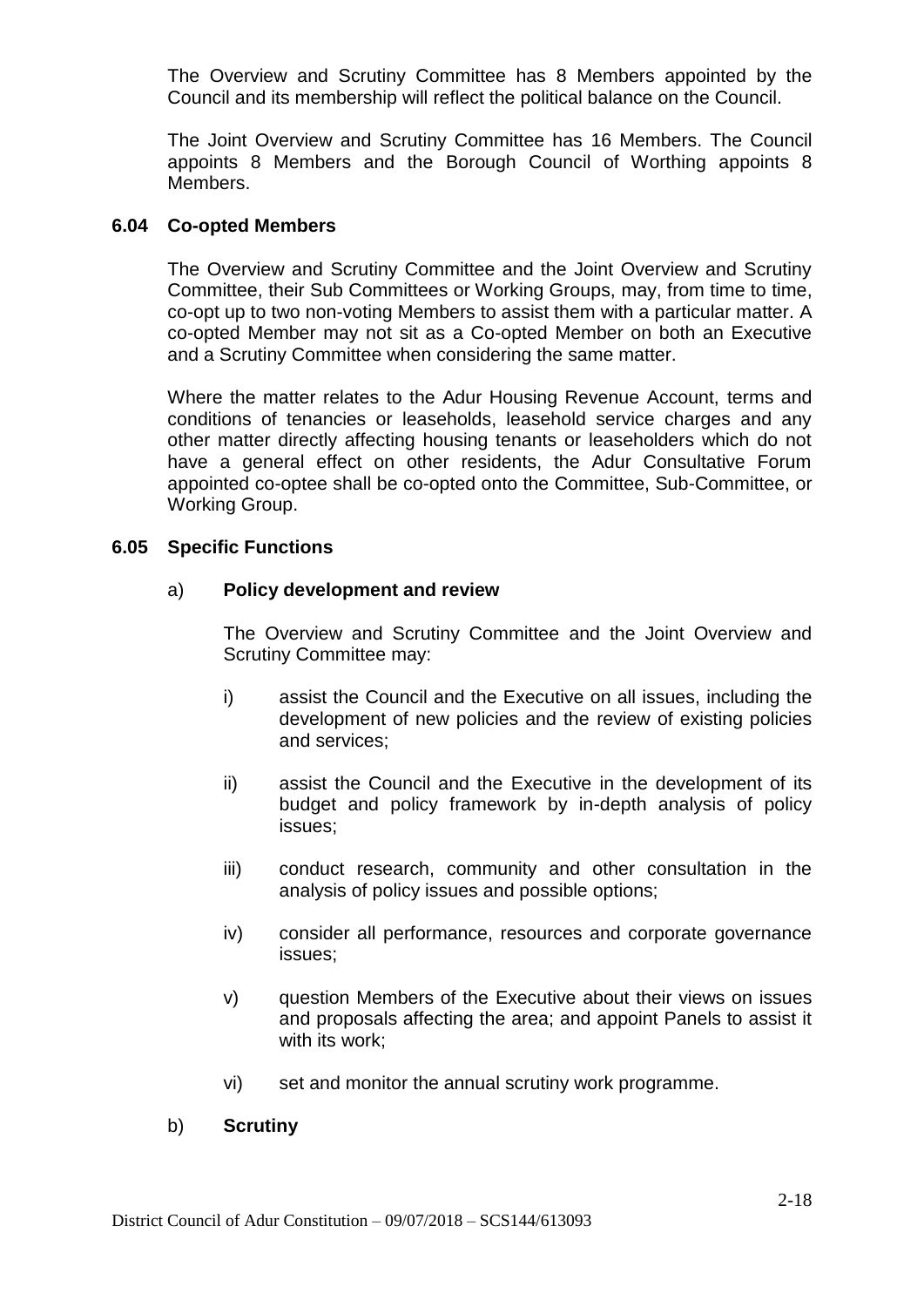The Overview and Scrutiny Committee has 8 Members appointed by the Council and its membership will reflect the political balance on the Council.

The Joint Overview and Scrutiny Committee has 16 Members. The Council appoints 8 Members and the Borough Council of Worthing appoints 8 Members.

### 6.04 Co-opted Members

The Overview and Scrutiny Committee and the Joint Overview and Scrutiny Committee, their Sub Committees or Working Groups, may, from time to time, co-opt up to two non-voting Members to assist them with a particular matter. A co-opted Member may not sit as a Co-opted Member on both an Executive and a Scrutiny Committee when considering the same matter.

Where the matter relates to the Adur Housing Revenue Account, terms and conditions of tenancies or leaseholds, leasehold service charges and any other matter directly affecting housing tenants or leaseholders which do not have a general effect on other residents, the Adur Consultative Forum appointed co-optee shall be co-opted onto the Committee, Sub-Committee, or Working Group.

### 6.05 Specific Functions

a) **Policy development and review**

The Overview and Scrutiny Committee and the Joint Overview and Scrutiny Committee may:

i) assist the Council and the Executive on all issues, including the development of new policies and the review of existing policies and services;

ii) assist the Council and the Executive in the development of its budget and policy framework by in-depth analysis of policy issues;

iii) conduct research, community and other consultation in the analysis of policy issues and possible options;

iv) consider all performance, resources and corporate governance issues;

v) question Members of the Executive about their views on issues and proposals affecting the area; and appoint Panels to assist it with its work;

vi) set and monitor the annual scrutiny work programme.

b) **Scrutiny**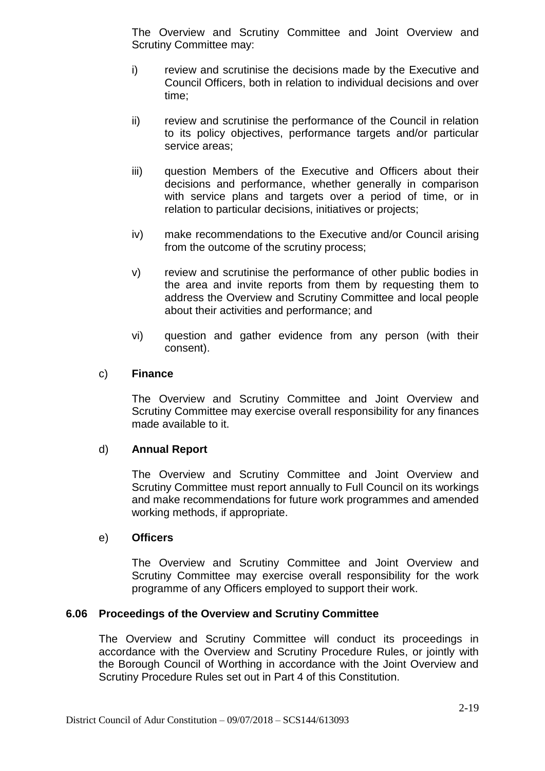The Overview and Scrutiny Committee and Joint Overview and Scrutiny Committee may:

i) review and scrutinise the decisions made by the Executive and Council Officers, both in relation to individual decisions and over time;

ii) review and scrutinise the performance of the Council in relation to its policy objectives, performance targets and/or particular service areas;

iii) question Members of the Executive and Officers about their decisions and performance, whether generally in comparison with service plans and targets over a period of time, or in relation to particular decisions, initiatives or projects;

iv) make recommendations to the Executive and/or Council arising from the outcome of the scrutiny process;

v) review and scrutinise the performance of other public bodies in the area and invite reports from them by requesting them to address the Overview and Scrutiny Committee and local people about their activities and performance; and

vi) question and gather evidence from any person (with their consent).

c) **Finance**

The Overview and Scrutiny Committee and Joint Overview and Scrutiny Committee may exercise overall responsibility for any finances made available to it.

d) **Annual Report**

The Overview and Scrutiny Committee and Joint Overview and Scrutiny Committee must report annually to Full Council on its workings and make recommendations for future work programmes and amended working methods, if appropriate.

e) **Officers**

The Overview and Scrutiny Committee and Joint Overview and Scrutiny Committee may exercise overall responsibility for the work programme of any Officers employed to support their work.

### 6.06 Proceedings of the Overview and Scrutiny Committee

The Overview and Scrutiny Committee will conduct its proceedings in accordance with the Overview and Scrutiny Procedure Rules, or jointly with the Borough Council of Worthing in accordance with the Joint Overview and Scrutiny Procedure Rules set out in Part 4 of this Constitution.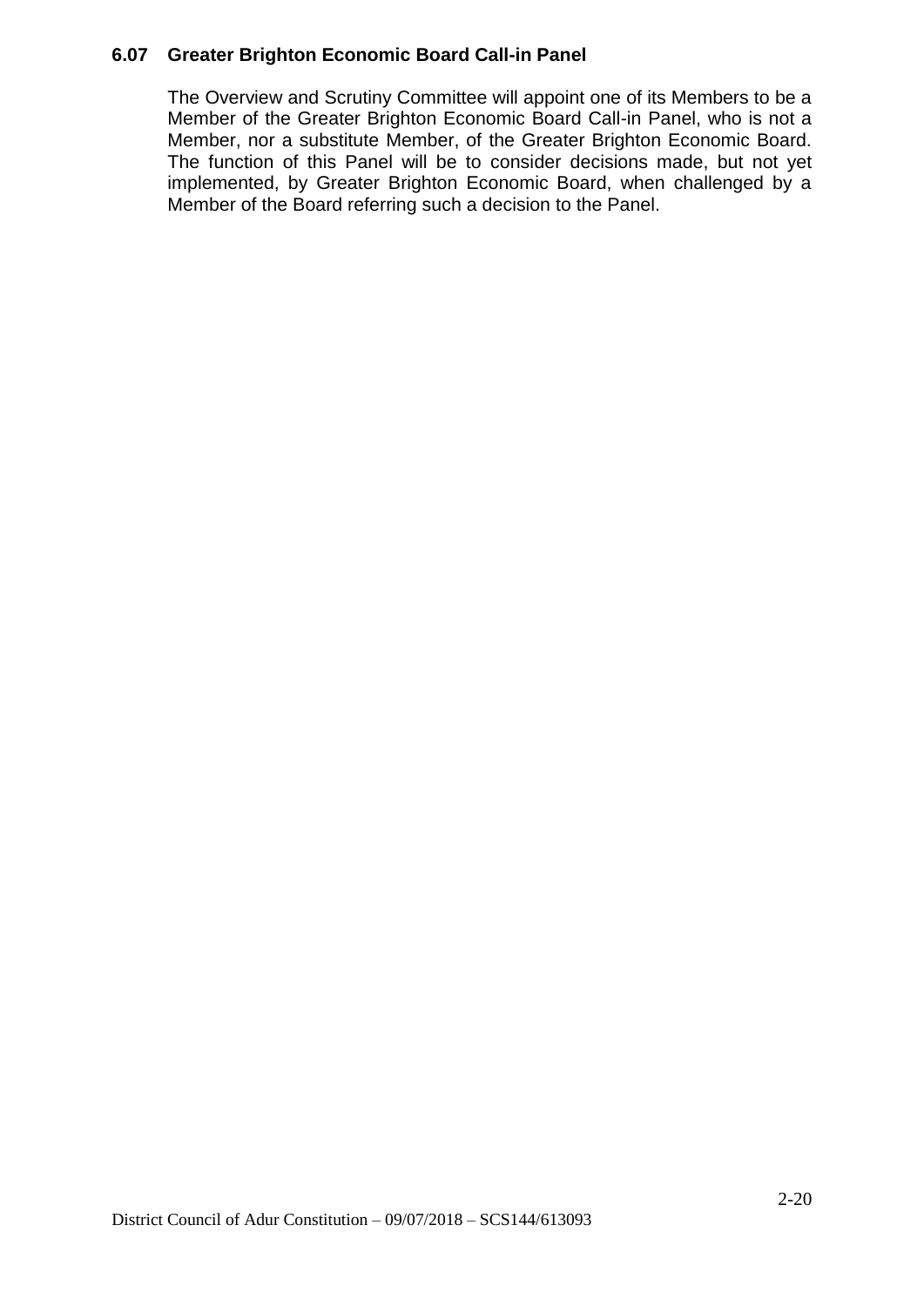### 6.07 Greater Brighton Economic Board Call-in Panel

The Overview and Scrutiny Committee will appoint one of its Members to be a Member of the Greater Brighton Economic Board Call-in Panel, who is not a Member, nor a substitute Member, of the Greater Brighton Economic Board. The function of this Panel will be to consider decisions made, but not yet implemented, by Greater Brighton Economic Board, when challenged by a Member of the Board referring such a decision to the Panel.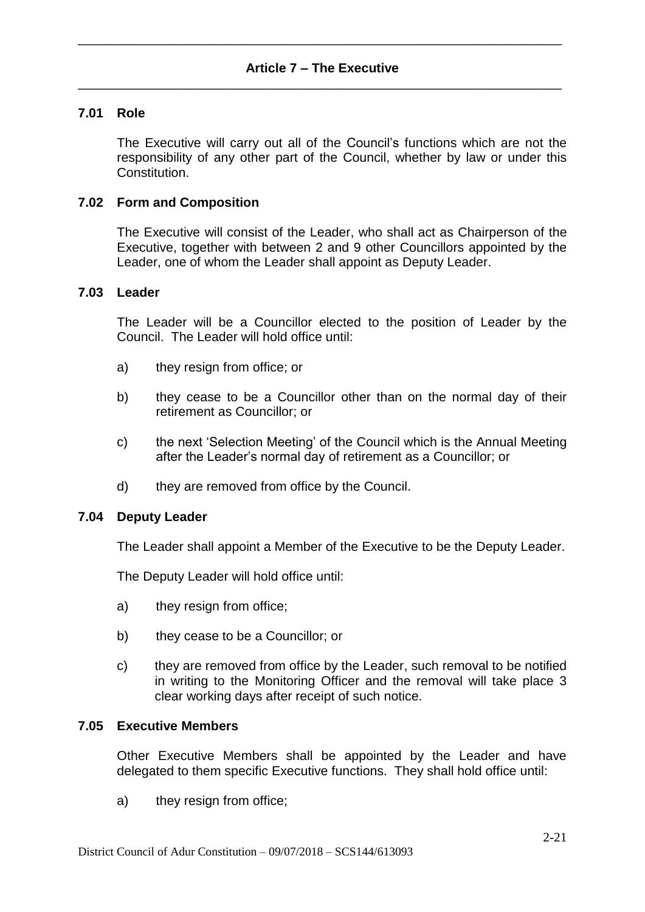## Article 7 – The Executive

### 7.01 Role

The Executive will carry out all of the Council's functions which are not the responsibility of any other part of the Council, whether by law or under this Constitution.

### 7.02 Form and Composition

The Executive will consist of the Leader, who shall act as Chairperson of the Executive, together with between 2 and 9 other Councillors appointed by the Leader, one of whom the Leader shall appoint as Deputy Leader.

### 7.03 Leader

The Leader will be a Councillor elected to the position of Leader by the Council. The Leader will hold office until:

a) they resign from office; or

b) they cease to be a Councillor other than on the normal day of their retirement as Councillor; or

c) the next 'Selection Meeting' of the Council which is the Annual Meeting after the Leader's normal day of retirement as a Councillor; or

d) they are removed from office by the Council.

### 7.04 Deputy Leader

The Leader shall appoint a Member of the Executive to be the Deputy Leader.

The Deputy Leader will hold office until:

a) they resign from office;

b) they cease to be a Councillor; or

c) they are removed from office by the Leader, such removal to be notified in writing to the Monitoring Officer and the removal will take place 3 clear working days after receipt of such notice.

### 7.05 Executive Members

Other Executive Members shall be appointed by the Leader and have delegated to them specific Executive functions. They shall hold office until:

a) they resign from office;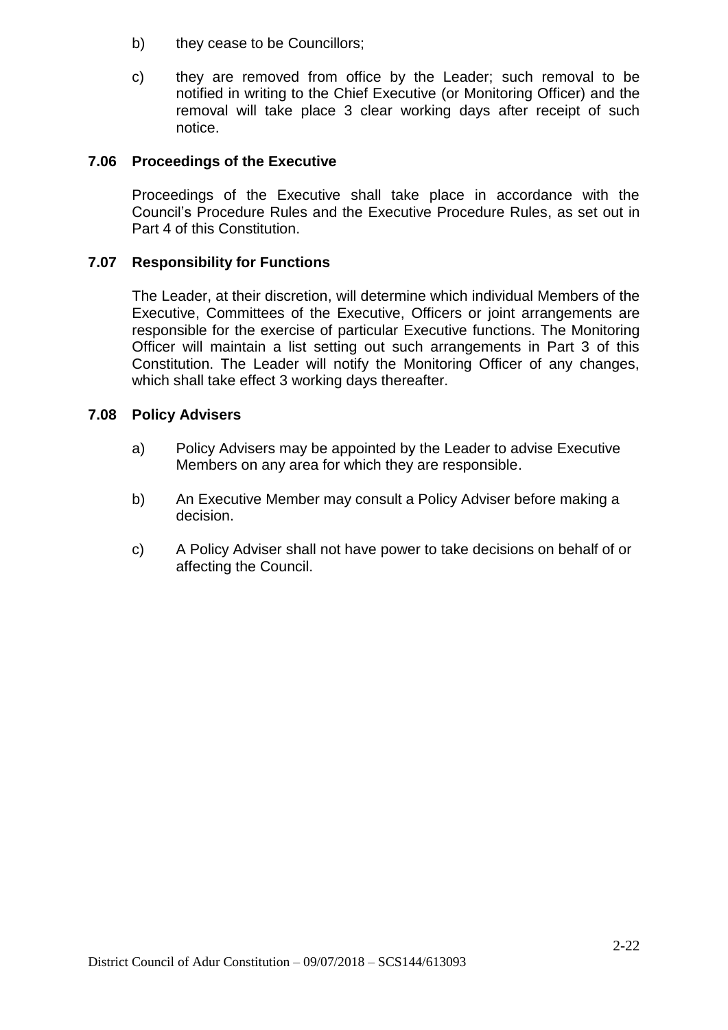b) they cease to be Councillors;

c) they are removed from office by the Leader; such removal to be notified in writing to the Chief Executive (or Monitoring Officer) and the removal will take place 3 clear working days after receipt of such notice.

### 7.06 Proceedings of the Executive

Proceedings of the Executive shall take place in accordance with the Council's Procedure Rules and the Executive Procedure Rules, as set out in Part 4 of this Constitution.

### 7.07 Responsibility for Functions

The Leader, at their discretion, will determine which individual Members of the Executive, Committees of the Executive, Officers or joint arrangements are responsible for the exercise of particular Executive functions. The Monitoring Officer will maintain a list setting out such arrangements in Part 3 of this Constitution. The Leader will notify the Monitoring Officer of any changes, which shall take effect 3 working days thereafter.

### 7.08 Policy Advisers

a) Policy Advisers may be appointed by the Leader to advise Executive Members on any area for which they are responsible.

b) An Executive Member may consult a Policy Adviser before making a decision.

c) A Policy Adviser shall not have power to take decisions on behalf of or affecting the Council.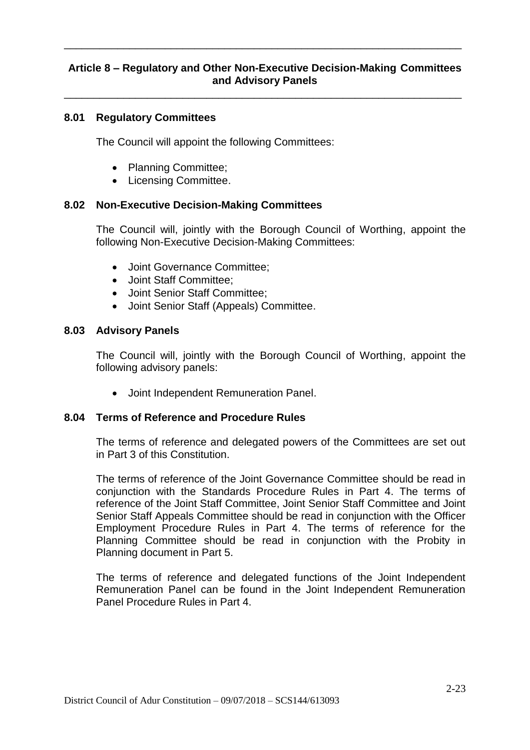## Article 8 – Regulatory and Other Non-Executive Decision-Making Committees and Advisory Panels

### 8.01 Regulatory Committees

The Council will appoint the following Committees:

- Planning Committee;
- Licensing Committee.

### 8.02 Non-Executive Decision-Making Committees

The Council will, jointly with the Borough Council of Worthing, appoint the following Non-Executive Decision-Making Committees:

- Joint Governance Committee;
- Joint Staff Committee;
- Joint Senior Staff Committee;
- Joint Senior Staff (Appeals) Committee.

### 8.03 Advisory Panels

The Council will, jointly with the Borough Council of Worthing, appoint the following advisory panels:

- Joint Independent Remuneration Panel.

### 8.04 Terms of Reference and Procedure Rules

The terms of reference and delegated powers of the Committees are set out in Part 3 of this Constitution.

The terms of reference of the Joint Governance Committee should be read in conjunction with the Standards Procedure Rules in Part 4. The terms of reference of the Joint Staff Committee, Joint Senior Staff Committee and Joint Senior Staff Appeals Committee should be read in conjunction with the Officer Employment Procedure Rules in Part 4. The terms of reference for the Planning Committee should be read in conjunction with the Probity in Planning document in Part 5.

The terms of reference and delegated functions of the Joint Independent Remuneration Panel can be found in the Joint Independent Remuneration Panel Procedure Rules in Part 4.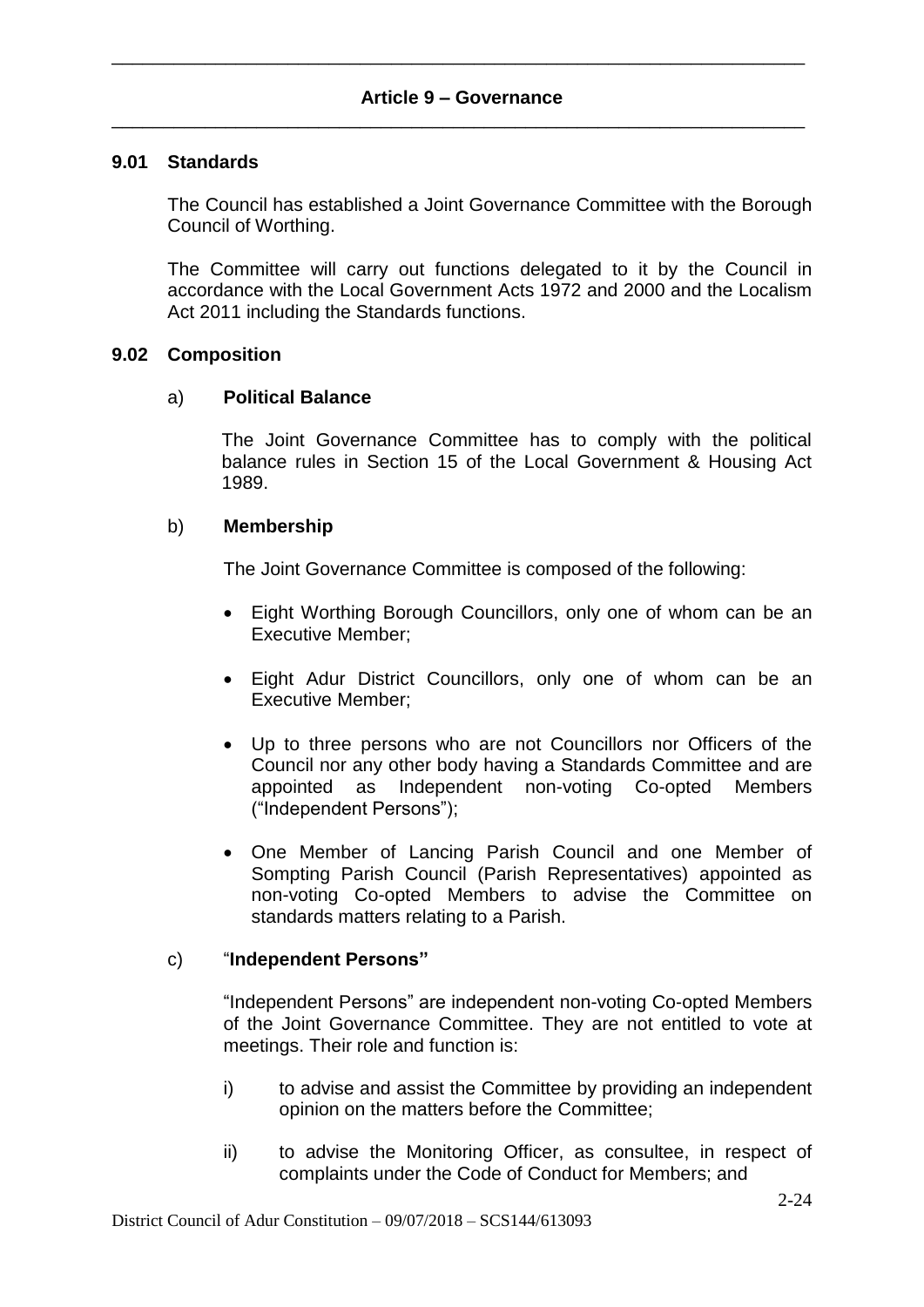## Article 9 – Governance

### 9.01 Standards

The Council has established a Joint Governance Committee with the Borough Council of Worthing.

The Committee will carry out functions delegated to it by the Council in accordance with the Local Government Acts 1972 and 2000 and the Localism Act 2011 including the Standards functions.

### 9.02 Composition

a) **Political Balance**

The Joint Governance Committee has to comply with the political balance rules in Section 15 of the Local Government & Housing Act 1989.

b) **Membership**

The Joint Governance Committee is composed of the following:

- Eight Worthing Borough Councillors, only one of whom can be an Executive Member;
- Eight Adur District Councillors, only one of whom can be an Executive Member;
- Up to three persons who are not Councillors nor Officers of the Council nor any other body having a Standards Committee and are appointed as Independent non-voting Co-opted Members ("Independent Persons");
- One Member of Lancing Parish Council and one Member of Sompting Parish Council (Parish Representatives) appointed as non-voting Co-opted Members to advise the Committee on standards matters relating to a Parish.

c) "**Independent Persons"**

"Independent Persons" are independent non-voting Co-opted Members of the Joint Governance Committee. They are not entitled to vote at meetings. Their role and function is:

i) to advise and assist the Committee by providing an independent opinion on the matters before the Committee;

ii) to advise the Monitoring Officer, as consultee, in respect of complaints under the Code of Conduct for Members; and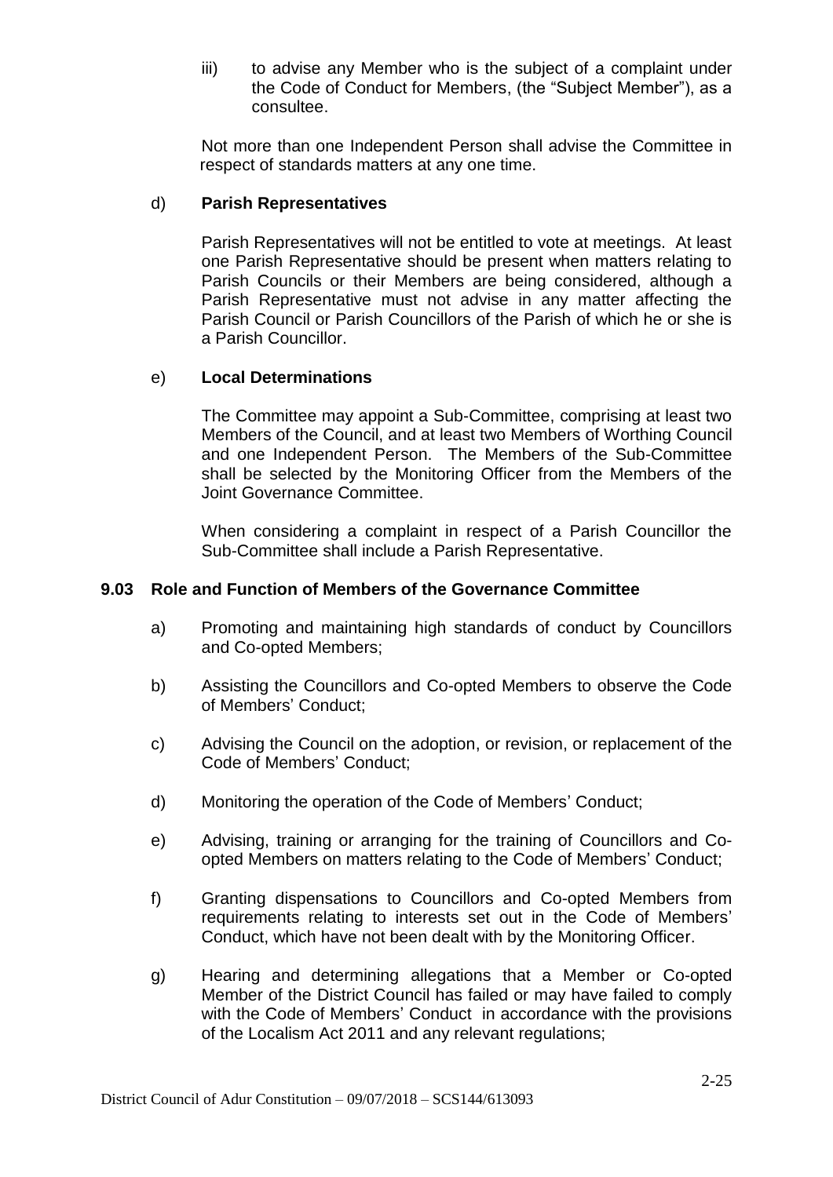iii) to advise any Member who is the subject of a complaint under the Code of Conduct for Members, (the "Subject Member"), as a consultee.

Not more than one Independent Person shall advise the Committee in respect of standards matters at any one time.

d) **Parish Representatives**

Parish Representatives will not be entitled to vote at meetings. At least one Parish Representative should be present when matters relating to Parish Councils or their Members are being considered, although a Parish Representative must not advise in any matter affecting the Parish Council or Parish Councillors of the Parish of which he or she is a Parish Councillor.

e) **Local Determinations**

The Committee may appoint a Sub-Committee, comprising at least two Members of the Council, and at least two Members of Worthing Council and one Independent Person. The Members of the Sub-Committee shall be selected by the Monitoring Officer from the Members of the Joint Governance Committee.

When considering a complaint in respect of a Parish Councillor the Sub-Committee shall include a Parish Representative.

### 9.03 Role and Function of Members of the Governance Committee

a) Promoting and maintaining high standards of conduct by Councillors and Co-opted Members;

b) Assisting the Councillors and Co-opted Members to observe the Code of Members' Conduct;

c) Advising the Council on the adoption, or revision, or replacement of the Code of Members' Conduct;

d) Monitoring the operation of the Code of Members' Conduct;

e) Advising, training or arranging for the training of Councillors and Co-opted Members on matters relating to the Code of Members' Conduct;

f) Granting dispensations to Councillors and Co-opted Members from requirements relating to interests set out in the Code of Members' Conduct, which have not been dealt with by the Monitoring Officer.

g) Hearing and determining allegations that a Member or Co-opted Member of the District Council has failed or may have failed to comply with the Code of Members' Conduct in accordance with the provisions of the Localism Act 2011 and any relevant regulations;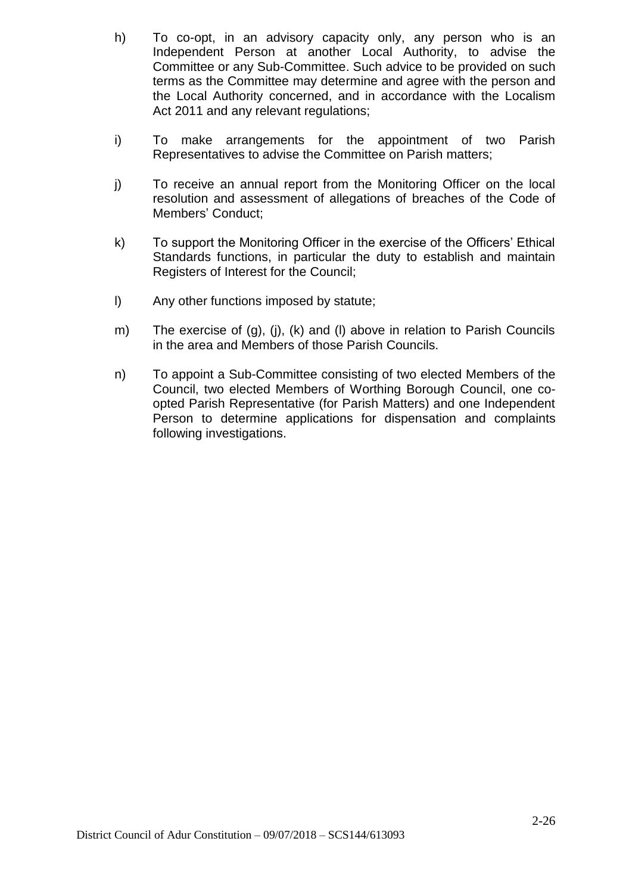h) To co-opt, in an advisory capacity only, any person who is an Independent Person at another Local Authority, to advise the Committee or any Sub-Committee. Such advice to be provided on such terms as the Committee may determine and agree with the person and the Local Authority concerned, and in accordance with the Localism Act 2011 and any relevant regulations;

i) To make arrangements for the appointment of two Parish Representatives to advise the Committee on Parish matters;

j) To receive an annual report from the Monitoring Officer on the local resolution and assessment of allegations of breaches of the Code of Members' Conduct;

k) To support the Monitoring Officer in the exercise of the Officers' Ethical Standards functions, in particular the duty to establish and maintain Registers of Interest for the Council;

l) Any other functions imposed by statute;

m) The exercise of (g), (j), (k) and (l) above in relation to Parish Councils in the area and Members of those Parish Councils.

n) To appoint a Sub-Committee consisting of two elected Members of the Council, two elected Members of Worthing Borough Council, one co-opted Parish Representative (for Parish Matters) and one Independent Person to determine applications for dispensation and complaints following investigations.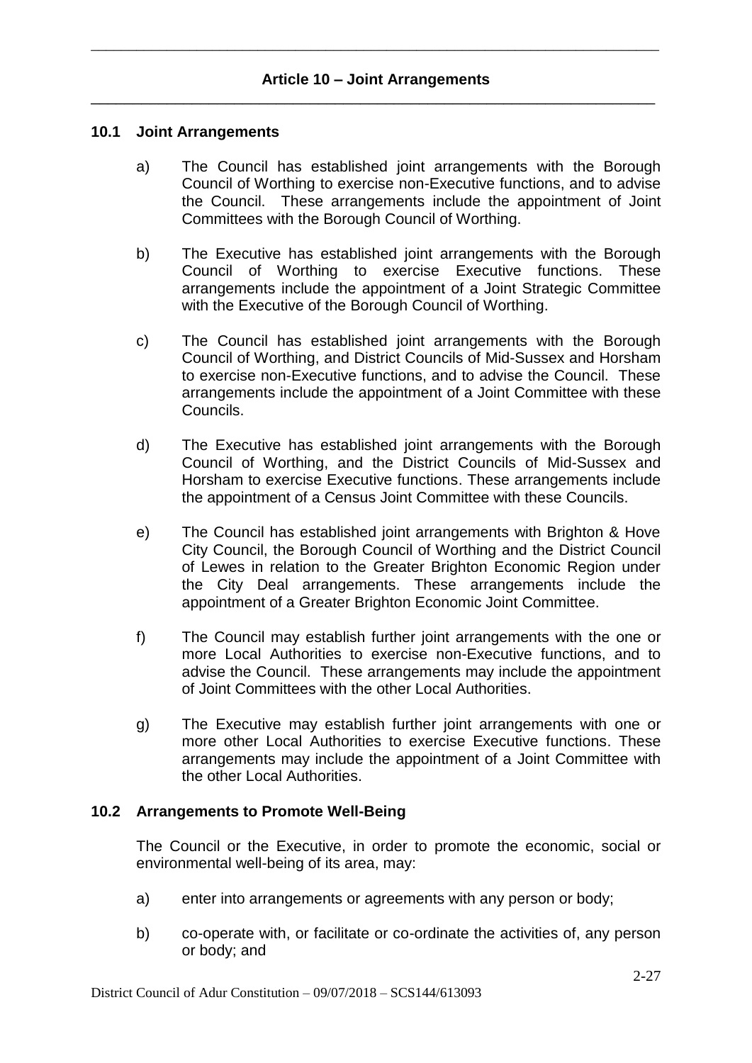## Article 10 – Joint Arrangements

### 10.1 Joint Arrangements

a) The Council has established joint arrangements with the Borough Council of Worthing to exercise non-Executive functions, and to advise the Council. These arrangements include the appointment of Joint Committees with the Borough Council of Worthing.

b) The Executive has established joint arrangements with the Borough Council of Worthing to exercise Executive functions. These arrangements include the appointment of a Joint Strategic Committee with the Executive of the Borough Council of Worthing.

c) The Council has established joint arrangements with the Borough Council of Worthing, and District Councils of Mid-Sussex and Horsham to exercise non-Executive functions, and to advise the Council. These arrangements include the appointment of a Joint Committee with these Councils.

d) The Executive has established joint arrangements with the Borough Council of Worthing, and the District Councils of Mid-Sussex and Horsham to exercise Executive functions. These arrangements include the appointment of a Census Joint Committee with these Councils.

e) The Council has established joint arrangements with Brighton & Hove City Council, the Borough Council of Worthing and the District Council of Lewes in relation to the Greater Brighton Economic Region under the City Deal arrangements. These arrangements include the appointment of a Greater Brighton Economic Joint Committee.

f) The Council may establish further joint arrangements with the one or more Local Authorities to exercise non-Executive functions, and to advise the Council. These arrangements may include the appointment of Joint Committees with the other Local Authorities.

g) The Executive may establish further joint arrangements with one or more other Local Authorities to exercise Executive functions. These arrangements may include the appointment of a Joint Committee with the other Local Authorities.

### 10.2 Arrangements to Promote Well-Being

The Council or the Executive, in order to promote the economic, social or environmental well-being of its area, may:

a) enter into arrangements or agreements with any person or body;

b) co-operate with, or facilitate or co-ordinate the activities of, any person or body; and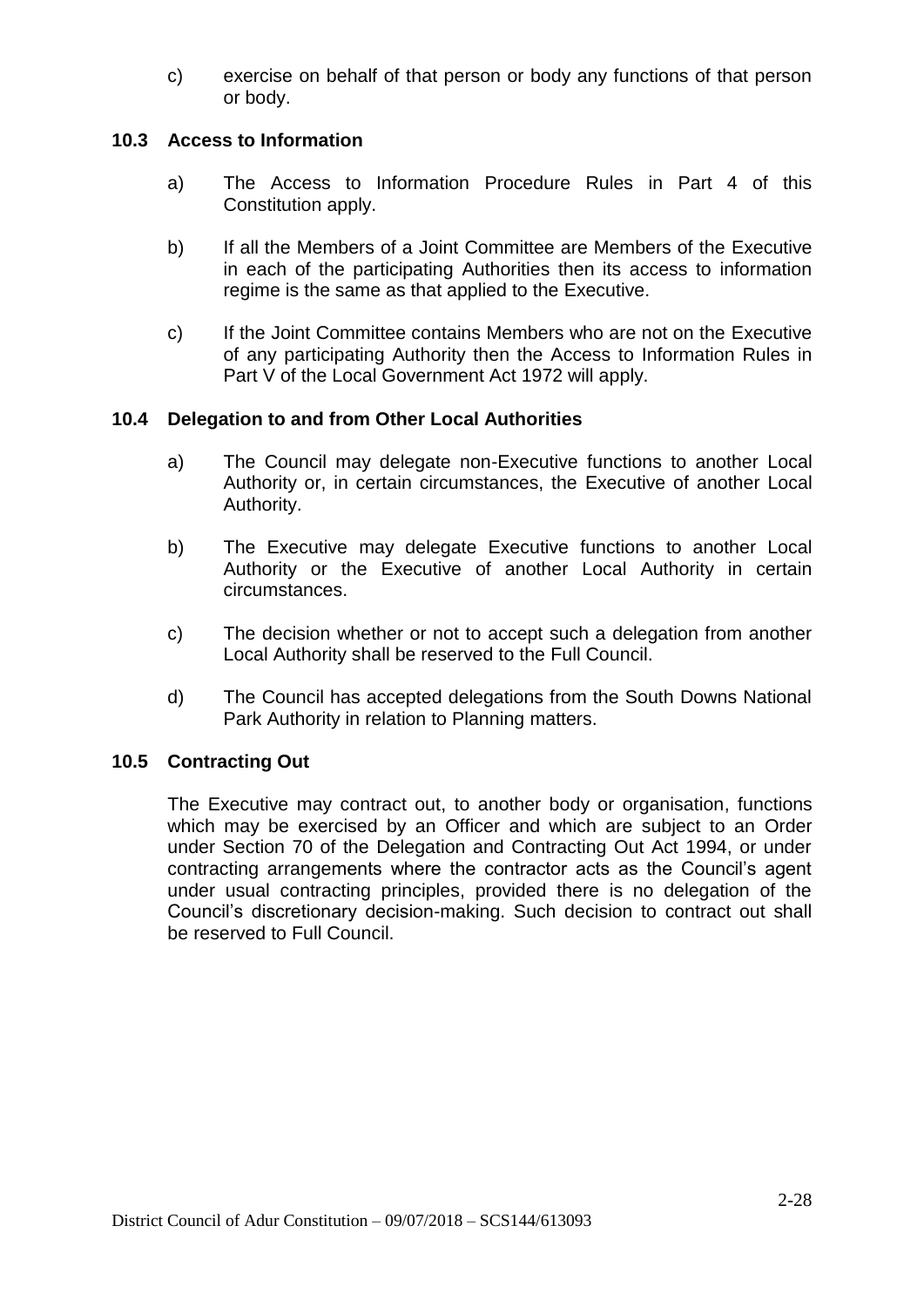c) exercise on behalf of that person or body any functions of that person or body.

### 10.3 Access to Information

a) The Access to Information Procedure Rules in Part 4 of this Constitution apply.

b) If all the Members of a Joint Committee are Members of the Executive in each of the participating Authorities then its access to information regime is the same as that applied to the Executive.

c) If the Joint Committee contains Members who are not on the Executive of any participating Authority then the Access to Information Rules in Part V of the Local Government Act 1972 will apply.

### 10.4 Delegation to and from Other Local Authorities

a) The Council may delegate non-Executive functions to another Local Authority or, in certain circumstances, the Executive of another Local Authority.

b) The Executive may delegate Executive functions to another Local Authority or the Executive of another Local Authority in certain circumstances.

c) The decision whether or not to accept such a delegation from another Local Authority shall be reserved to the Full Council.

d) The Council has accepted delegations from the South Downs National Park Authority in relation to Planning matters.

### 10.5 Contracting Out

The Executive may contract out, to another body or organisation, functions which may be exercised by an Officer and which are subject to an Order under Section 70 of the Delegation and Contracting Out Act 1994, or under contracting arrangements where the contractor acts as the Council's agent under usual contracting principles, provided there is no delegation of the Council's discretionary decision-making. Such decision to contract out shall be reserved to Full Council.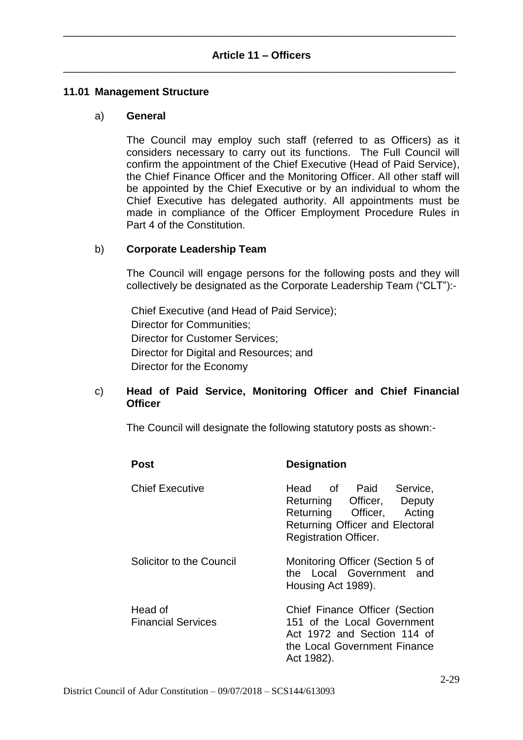# Article 11 – Officers

## 11.01 Management Structure

### a) General

The Council may employ such staff (referred to as Officers) as it considers necessary to carry out its functions. The Full Council will confirm the appointment of the Chief Executive (Head of Paid Service), the Chief Finance Officer and the Monitoring Officer. All other staff will be appointed by the Chief Executive or by an individual to whom the Chief Executive has delegated authority. All appointments must be made in compliance of the Officer Employment Procedure Rules in Part 4 of the Constitution.

### b) Corporate Leadership Team

The Council will engage persons for the following posts and they will collectively be designated as the Corporate Leadership Team ("CLT"):-

Chief Executive (and Head of Paid Service);
Director for Communities;
Director for Customer Services;
Director for Digital and Resources; and
Director for the Economy

### c) Head of Paid Service, Monitoring Officer and Chief Financial Officer

The Council will designate the following statutory posts as shown:-

| Post | Designation |
|---|---|
| Chief Executive | Head of Paid Service, Returning Officer, Deputy Returning Officer, Acting Returning Officer and Electoral Registration Officer. |
| Solicitor to the Council | Monitoring Officer (Section 5 of the Local Government and Housing Act 1989). |
| Head of Financial Services | Chief Finance Officer (Section 151 of the Local Government Act 1972 and Section 114 of the Local Government Finance Act 1982). |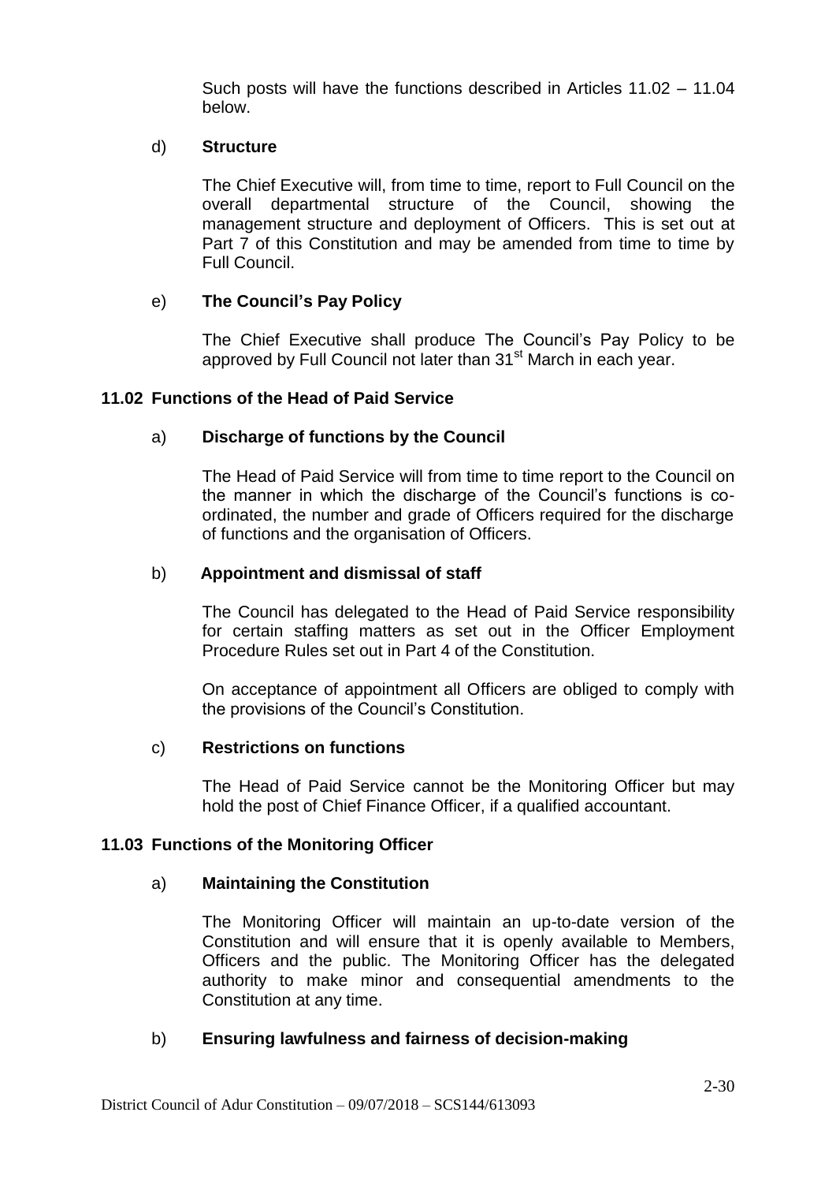Such posts will have the functions described in Articles 11.02 – 11.04 below.

d) **Structure**

The Chief Executive will, from time to time, report to Full Council on the overall departmental structure of the Council, showing the management structure and deployment of Officers. This is set out at Part 7 of this Constitution and may be amended from time to time by Full Council.

e) **The Council's Pay Policy**

The Chief Executive shall produce The Council's Pay Policy to be approved by Full Council not later than 31st March in each year.

### 11.02 Functions of the Head of Paid Service

a) **Discharge of functions by the Council**

The Head of Paid Service will from time to time report to the Council on the manner in which the discharge of the Council's functions is co-ordinated, the number and grade of Officers required for the discharge of functions and the organisation of Officers.

b) **Appointment and dismissal of staff**

The Council has delegated to the Head of Paid Service responsibility for certain staffing matters as set out in the Officer Employment Procedure Rules set out in Part 4 of the Constitution.

On acceptance of appointment all Officers are obliged to comply with the provisions of the Council's Constitution.

c) **Restrictions on functions**

The Head of Paid Service cannot be the Monitoring Officer but may hold the post of Chief Finance Officer, if a qualified accountant.

### 11.03 Functions of the Monitoring Officer

a) **Maintaining the Constitution**

The Monitoring Officer will maintain an up-to-date version of the Constitution and will ensure that it is openly available to Members, Officers and the public. The Monitoring Officer has the delegated authority to make minor and consequential amendments to the Constitution at any time.

b) **Ensuring lawfulness and fairness of decision-making**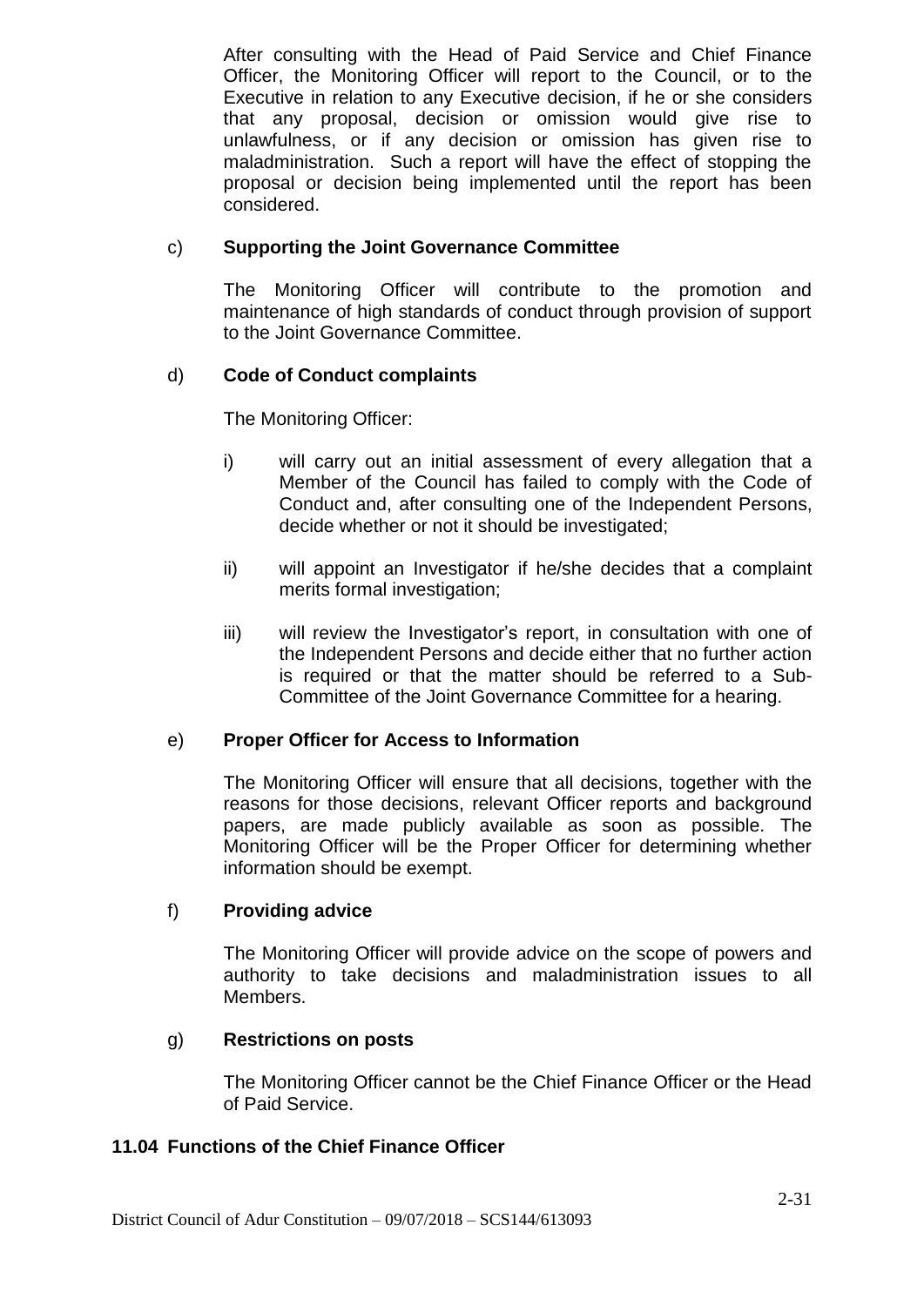After consulting with the Head of Paid Service and Chief Finance Officer, the Monitoring Officer will report to the Council, or to the Executive in relation to any Executive decision, if he or she considers that any proposal, decision or omission would give rise to unlawfulness, or if any decision or omission has given rise to maladministration. Such a report will have the effect of stopping the proposal or decision being implemented until the report has been considered.

c) **Supporting the Joint Governance Committee**

The Monitoring Officer will contribute to the promotion and maintenance of high standards of conduct through provision of support to the Joint Governance Committee.

d) **Code of Conduct complaints**

The Monitoring Officer:

i) will carry out an initial assessment of every allegation that a Member of the Council has failed to comply with the Code of Conduct and, after consulting one of the Independent Persons, decide whether or not it should be investigated;

ii) will appoint an Investigator if he/she decides that a complaint merits formal investigation;

iii) will review the Investigator's report, in consultation with one of the Independent Persons and decide either that no further action is required or that the matter should be referred to a Sub-Committee of the Joint Governance Committee for a hearing.

e) **Proper Officer for Access to Information**

The Monitoring Officer will ensure that all decisions, together with the reasons for those decisions, relevant Officer reports and background papers, are made publicly available as soon as possible. The Monitoring Officer will be the Proper Officer for determining whether information should be exempt.

f) **Providing advice**

The Monitoring Officer will provide advice on the scope of powers and authority to take decisions and maladministration issues to all Members.

g) **Restrictions on posts**

The Monitoring Officer cannot be the Chief Finance Officer or the Head of Paid Service.

## 11.04 Functions of the Chief Finance Officer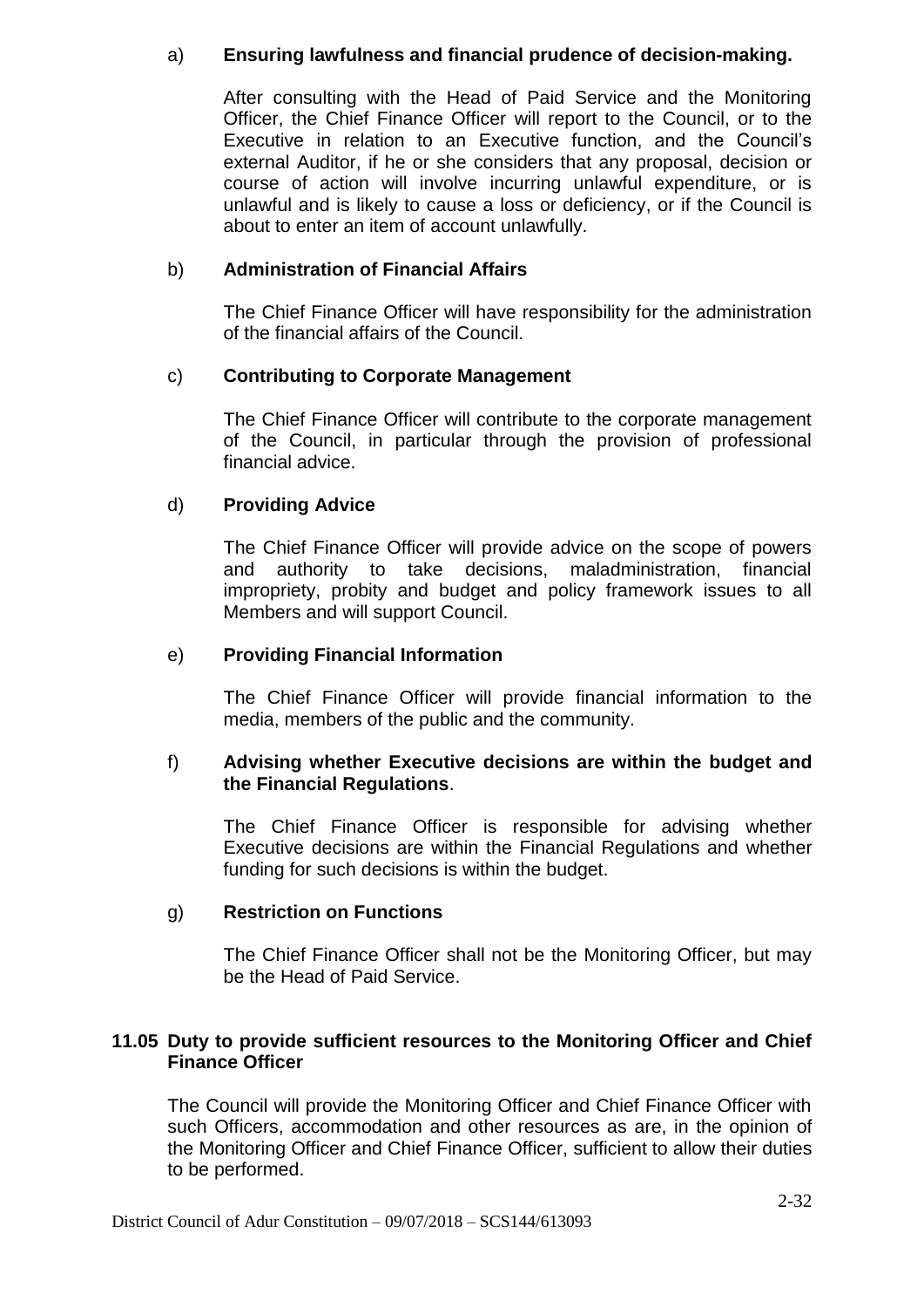a) **Ensuring lawfulness and financial prudence of decision-making.**

After consulting with the Head of Paid Service and the Monitoring Officer, the Chief Finance Officer will report to the Council, or to the Executive in relation to an Executive function, and the Council's external Auditor, if he or she considers that any proposal, decision or course of action will involve incurring unlawful expenditure, or is unlawful and is likely to cause a loss or deficiency, or if the Council is about to enter an item of account unlawfully.

b) **Administration of Financial Affairs**

The Chief Finance Officer will have responsibility for the administration of the financial affairs of the Council.

c) **Contributing to Corporate Management**

The Chief Finance Officer will contribute to the corporate management of the Council, in particular through the provision of professional financial advice.

d) **Providing Advice**

The Chief Finance Officer will provide advice on the scope of powers and authority to take decisions, maladministration, financial impropriety, probity and budget and policy framework issues to all Members and will support Council.

e) **Providing Financial Information**

The Chief Finance Officer will provide financial information to the media, members of the public and the community.

f) **Advising whether Executive decisions are within the budget and the Financial Regulations**.

The Chief Finance Officer is responsible for advising whether Executive decisions are within the Financial Regulations and whether funding for such decisions is within the budget.

g) **Restriction on Functions**

The Chief Finance Officer shall not be the Monitoring Officer, but may be the Head of Paid Service.

**11.05 Duty to provide sufficient resources to the Monitoring Officer and Chief Finance Officer**

The Council will provide the Monitoring Officer and Chief Finance Officer with such Officers, accommodation and other resources as are, in the opinion of the Monitoring Officer and Chief Finance Officer, sufficient to allow their duties to be performed.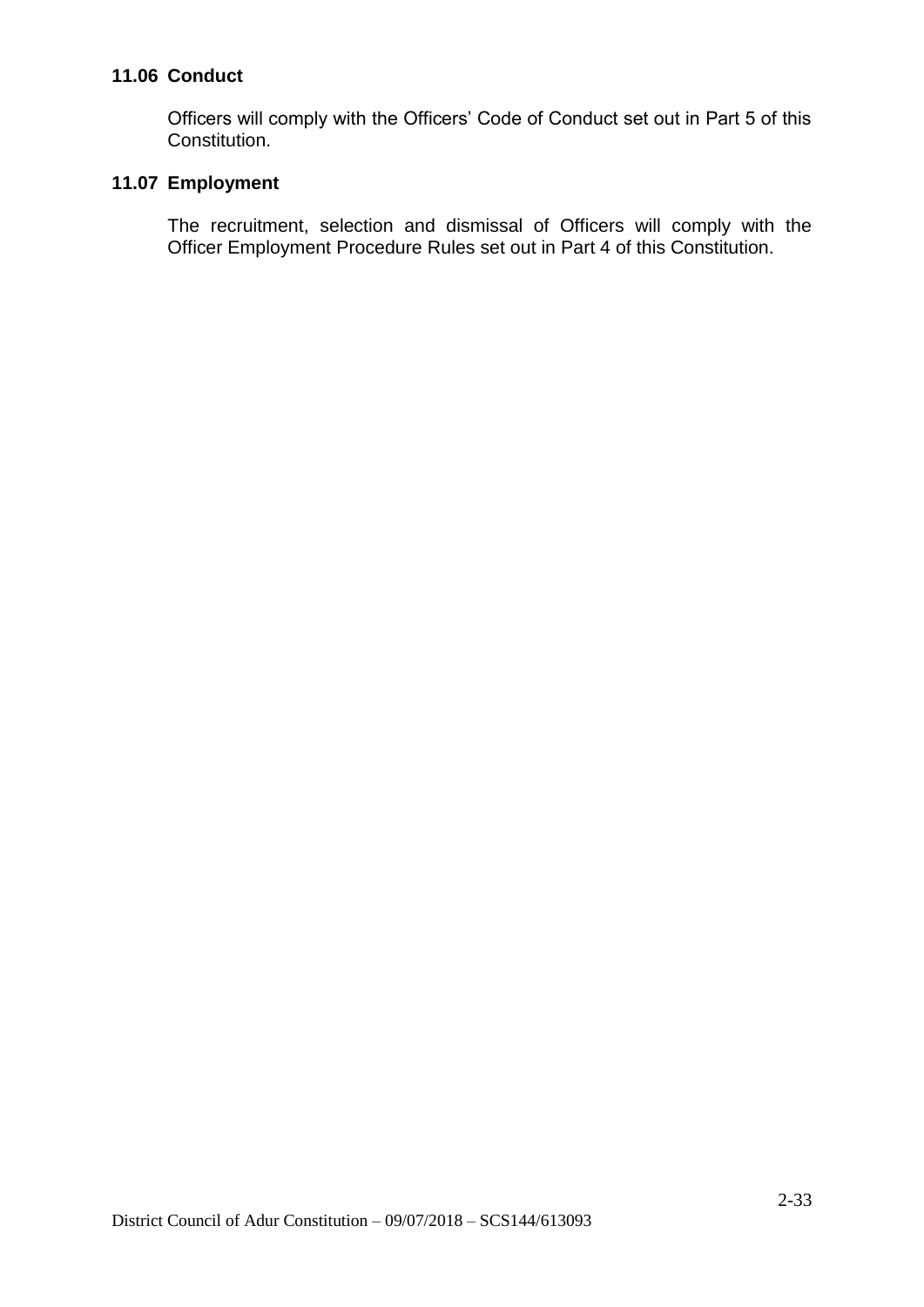### 11.06 Conduct

Officers will comply with the Officers' Code of Conduct set out in Part 5 of this Constitution.

### 11.07 Employment

The recruitment, selection and dismissal of Officers will comply with the Officer Employment Procedure Rules set out in Part 4 of this Constitution.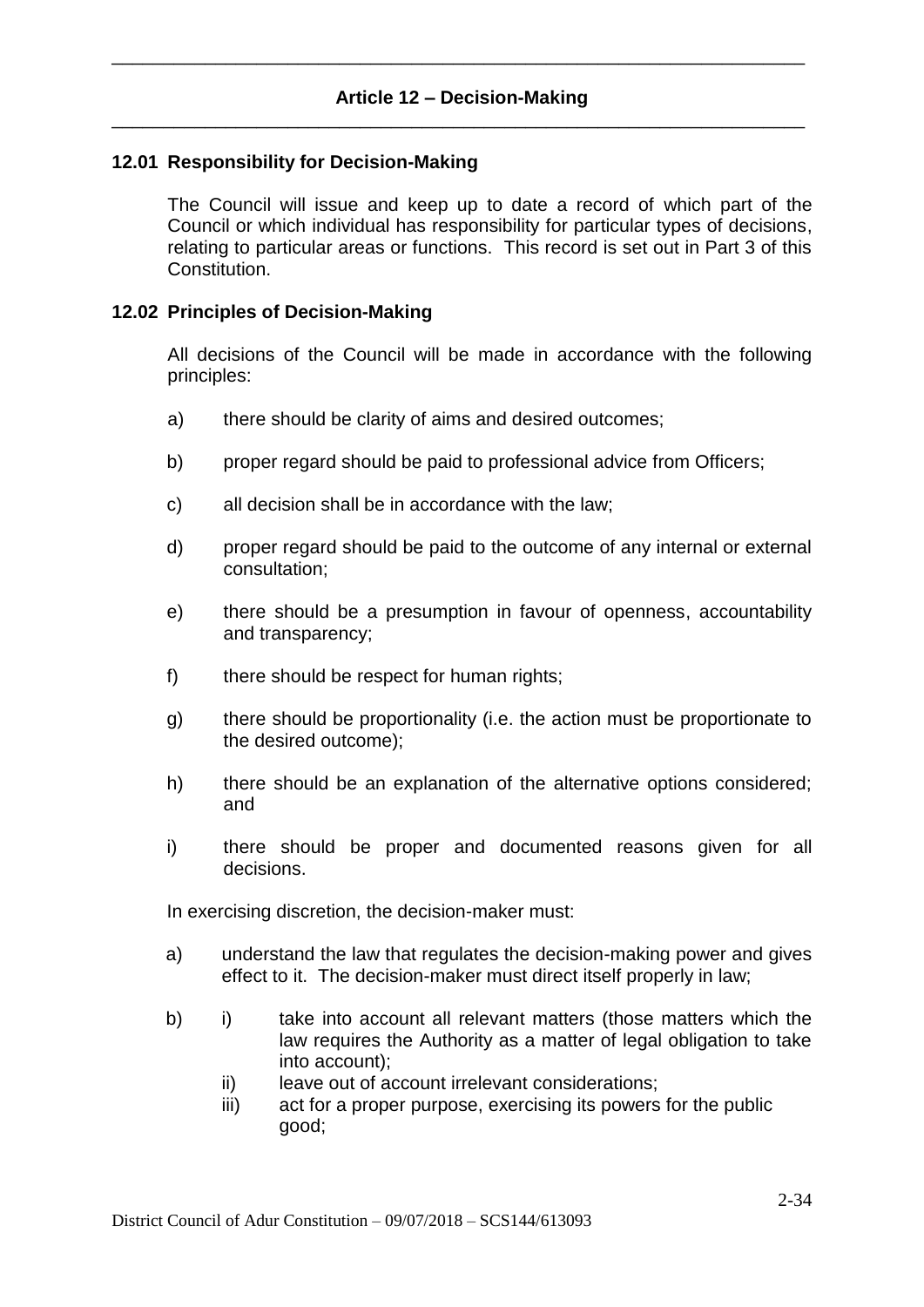## Article 12 – Decision-Making

### 12.01 Responsibility for Decision-Making

The Council will issue and keep up to date a record of which part of the Council or which individual has responsibility for particular types of decisions, relating to particular areas or functions. This record is set out in Part 3 of this Constitution.

### 12.02 Principles of Decision-Making

All decisions of the Council will be made in accordance with the following principles:

a) there should be clarity of aims and desired outcomes;

b) proper regard should be paid to professional advice from Officers;

c) all decision shall be in accordance with the law;

d) proper regard should be paid to the outcome of any internal or external consultation;

e) there should be a presumption in favour of openness, accountability and transparency;

f) there should be respect for human rights;

g) there should be proportionality (i.e. the action must be proportionate to the desired outcome);

h) there should be an explanation of the alternative options considered; and

i) there should be proper and documented reasons given for all decisions.

In exercising discretion, the decision-maker must:

a) understand the law that regulates the decision-making power and gives effect to it. The decision-maker must direct itself properly in law;

b) i) take into account all relevant matters (those matters which the law requires the Authority as a matter of legal obligation to take into account);
   ii) leave out of account irrelevant considerations;
   iii) act for a proper purpose, exercising its powers for the public good;

District Council of Adur Constitution – 09/07/2018 – SCS144/613093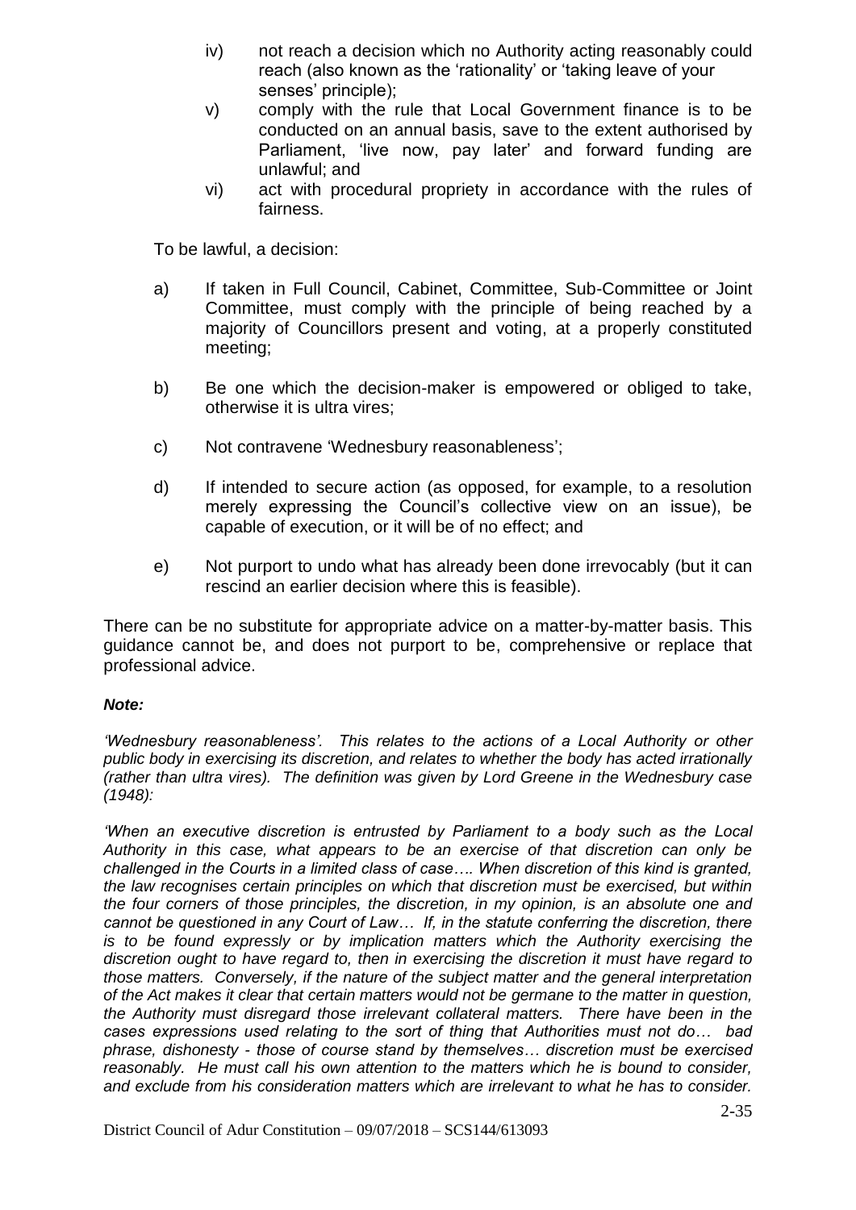iv) not reach a decision which no Authority acting reasonably could reach (also known as the 'rationality' or 'taking leave of your senses' principle);

v) comply with the rule that Local Government finance is to be conducted on an annual basis, save to the extent authorised by Parliament, 'live now, pay later' and forward funding are unlawful; and

vi) act with procedural propriety in accordance with the rules of fairness.

To be lawful, a decision:

a) If taken in Full Council, Cabinet, Committee, Sub-Committee or Joint Committee, must comply with the principle of being reached by a majority of Councillors present and voting, at a properly constituted meeting;

b) Be one which the decision-maker is empowered or obliged to take, otherwise it is ultra vires;

c) Not contravene 'Wednesbury reasonableness';

d) If intended to secure action (as opposed, for example, to a resolution merely expressing the Council's collective view on an issue), be capable of execution, or it will be of no effect; and

e) Not purport to undo what has already been done irrevocably (but it can rescind an earlier decision where this is feasible).

There can be no substitute for appropriate advice on a matter-by-matter basis. This guidance cannot be, and does not purport to be, comprehensive or replace that professional advice.

***Note:***

*'Wednesbury reasonableness'. This relates to the actions of a Local Authority or other public body in exercising its discretion, and relates to whether the body has acted irrationally (rather than ultra vires). The definition was given by Lord Greene in the Wednesbury case (1948):*

*'When an executive discretion is entrusted by Parliament to a body such as the Local Authority in this case, what appears to be an exercise of that discretion can only be challenged in the Courts in a limited class of case…. When discretion of this kind is granted, the law recognises certain principles on which that discretion must be exercised, but within the four corners of those principles, the discretion, in my opinion, is an absolute one and cannot be questioned in any Court of Law… If, in the statute conferring the discretion, there is to be found expressly or by implication matters which the Authority exercising the discretion ought to have regard to, then in exercising the discretion it must have regard to those matters. Conversely, if the nature of the subject matter and the general interpretation of the Act makes it clear that certain matters would not be germane to the matter in question, the Authority must disregard those irrelevant collateral matters. There have been in the cases expressions used relating to the sort of thing that Authorities must not do… bad phrase, dishonesty - those of course stand by themselves… discretion must be exercised reasonably. He must call his own attention to the matters which he is bound to consider, and exclude from his consideration matters which are irrelevant to what he has to consider.*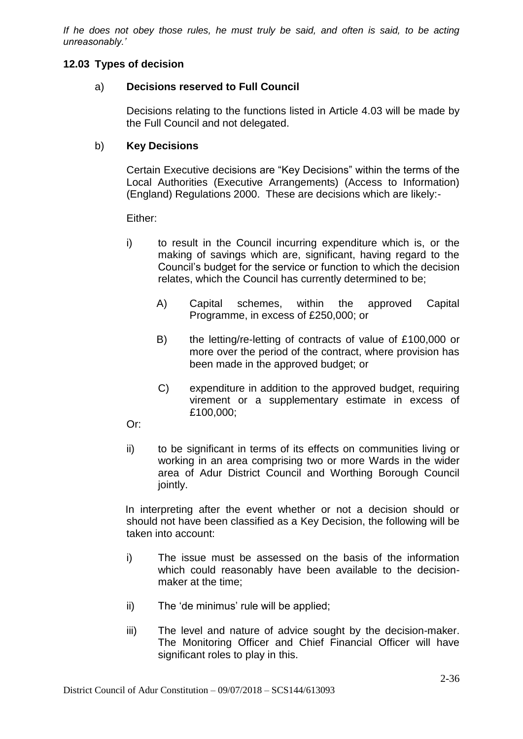*If he does not obey those rules, he must truly be said, and often is said, to be acting unreasonably.'*

### 12.03 Types of decision

#### a) Decisions reserved to Full Council

Decisions relating to the functions listed in Article 4.03 will be made by the Full Council and not delegated.

#### b) Key Decisions

Certain Executive decisions are "Key Decisions" within the terms of the Local Authorities (Executive Arrangements) (Access to Information) (England) Regulations 2000. These are decisions which are likely:-

Either:

i) to result in the Council incurring expenditure which is, or the making of savings which are, significant, having regard to the Council's budget for the service or function to which the decision relates, which the Council has currently determined to be;

A) Capital schemes, within the approved Capital Programme, in excess of £250,000; or

B) the letting/re-letting of contracts of value of £100,000 or more over the period of the contract, where provision has been made in the approved budget; or

C) expenditure in addition to the approved budget, requiring virement or a supplementary estimate in excess of £100,000;

Or:

ii) to be significant in terms of its effects on communities living or working in an area comprising two or more Wards in the wider area of Adur District Council and Worthing Borough Council jointly.

In interpreting after the event whether or not a decision should or should not have been classified as a Key Decision, the following will be taken into account:

i) The issue must be assessed on the basis of the information which could reasonably have been available to the decision-maker at the time;

ii) The 'de minimus' rule will be applied;

iii) The level and nature of advice sought by the decision-maker. The Monitoring Officer and Chief Financial Officer will have significant roles to play in this.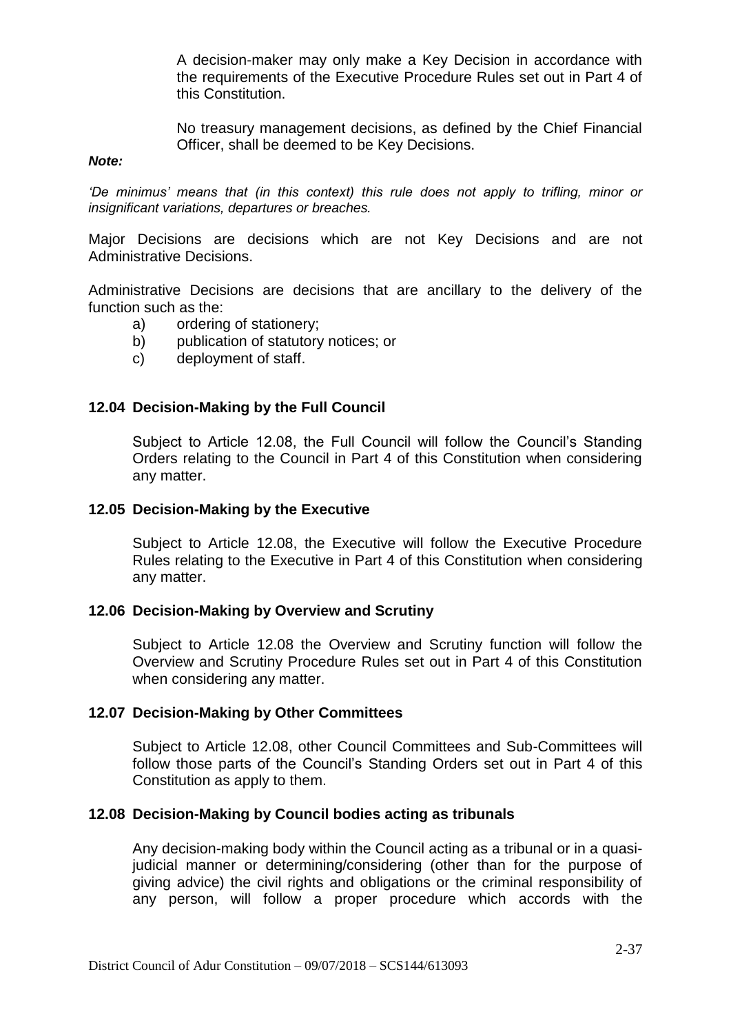A decision-maker may only make a Key Decision in accordance with the requirements of the Executive Procedure Rules set out in Part 4 of this Constitution.

No treasury management decisions, as defined by the Chief Financial Officer, shall be deemed to be Key Decisions.

***Note:***

*'De minimus' means that (in this context) this rule does not apply to trifling, minor or insignificant variations, departures or breaches.*

Major Decisions are decisions which are not Key Decisions and are not Administrative Decisions.

Administrative Decisions are decisions that are ancillary to the delivery of the function such as the:

a) ordering of stationery;
b) publication of statutory notices; or
c) deployment of staff.

### 12.04 Decision-Making by the Full Council

Subject to Article 12.08, the Full Council will follow the Council's Standing Orders relating to the Council in Part 4 of this Constitution when considering any matter.

### 12.05 Decision-Making by the Executive

Subject to Article 12.08, the Executive will follow the Executive Procedure Rules relating to the Executive in Part 4 of this Constitution when considering any matter.

### 12.06 Decision-Making by Overview and Scrutiny

Subject to Article 12.08 the Overview and Scrutiny function will follow the Overview and Scrutiny Procedure Rules set out in Part 4 of this Constitution when considering any matter.

### 12.07 Decision-Making by Other Committees

Subject to Article 12.08, other Council Committees and Sub-Committees will follow those parts of the Council's Standing Orders set out in Part 4 of this Constitution as apply to them.

### 12.08 Decision-Making by Council bodies acting as tribunals

Any decision-making body within the Council acting as a tribunal or in a quasi-judicial manner or determining/considering (other than for the purpose of giving advice) the civil rights and obligations or the criminal responsibility of any person, will follow a proper procedure which accords with the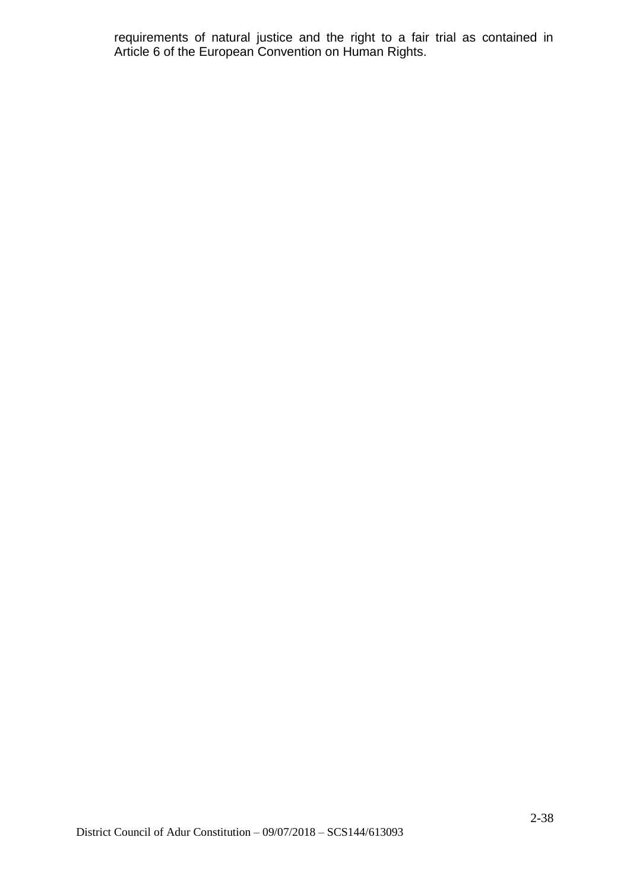requirements of natural justice and the right to a fair trial as contained in Article 6 of the European Convention on Human Rights.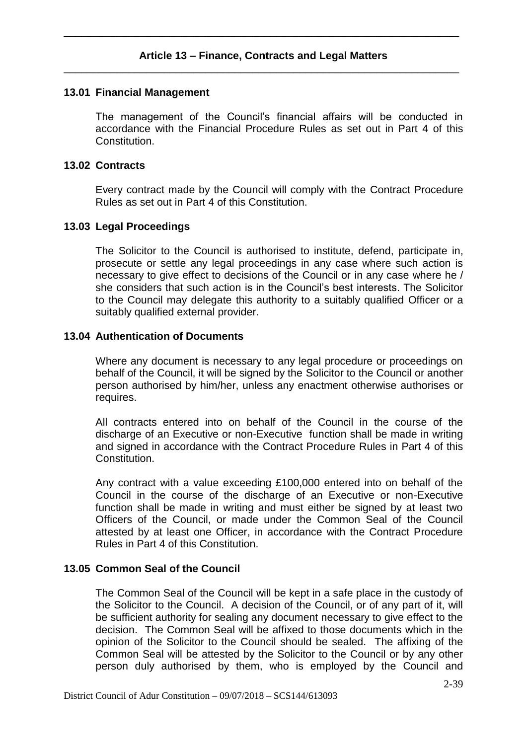## Article 13 – Finance, Contracts and Legal Matters

### 13.01 Financial Management

The management of the Council's financial affairs will be conducted in accordance with the Financial Procedure Rules as set out in Part 4 of this Constitution.

### 13.02 Contracts

Every contract made by the Council will comply with the Contract Procedure Rules as set out in Part 4 of this Constitution.

### 13.03 Legal Proceedings

The Solicitor to the Council is authorised to institute, defend, participate in, prosecute or settle any legal proceedings in any case where such action is necessary to give effect to decisions of the Council or in any case where he / she considers that such action is in the Council's best interests. The Solicitor to the Council may delegate this authority to a suitably qualified Officer or a suitably qualified external provider.

### 13.04 Authentication of Documents

Where any document is necessary to any legal procedure or proceedings on behalf of the Council, it will be signed by the Solicitor to the Council or another person authorised by him/her, unless any enactment otherwise authorises or requires.

All contracts entered into on behalf of the Council in the course of the discharge of an Executive or non-Executive function shall be made in writing and signed in accordance with the Contract Procedure Rules in Part 4 of this Constitution.

Any contract with a value exceeding £100,000 entered into on behalf of the Council in the course of the discharge of an Executive or non-Executive function shall be made in writing and must either be signed by at least two Officers of the Council, or made under the Common Seal of the Council attested by at least one Officer, in accordance with the Contract Procedure Rules in Part 4 of this Constitution.

### 13.05 Common Seal of the Council

The Common Seal of the Council will be kept in a safe place in the custody of the Solicitor to the Council. A decision of the Council, or of any part of it, will be sufficient authority for sealing any document necessary to give effect to the decision. The Common Seal will be affixed to those documents which in the opinion of the Solicitor to the Council should be sealed. The affixing of the Common Seal will be attested by the Solicitor to the Council or by any other person duly authorised by them, who is employed by the Council and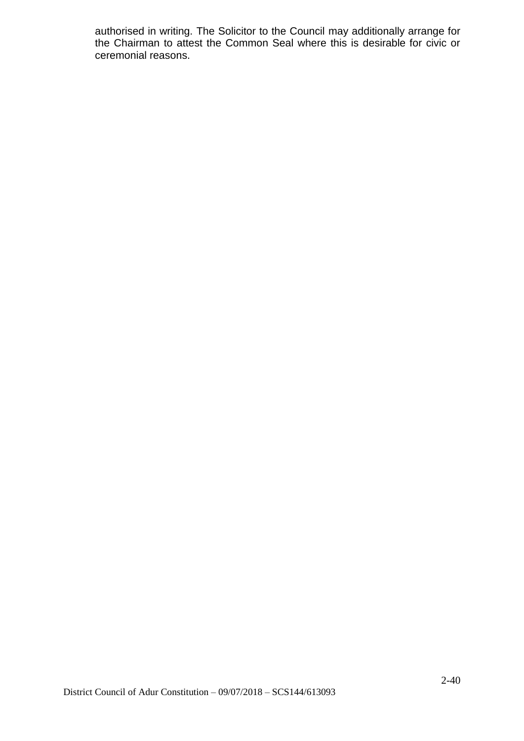authorised in writing. The Solicitor to the Council may additionally arrange for the Chairman to attest the Common Seal where this is desirable for civic or ceremonial reasons.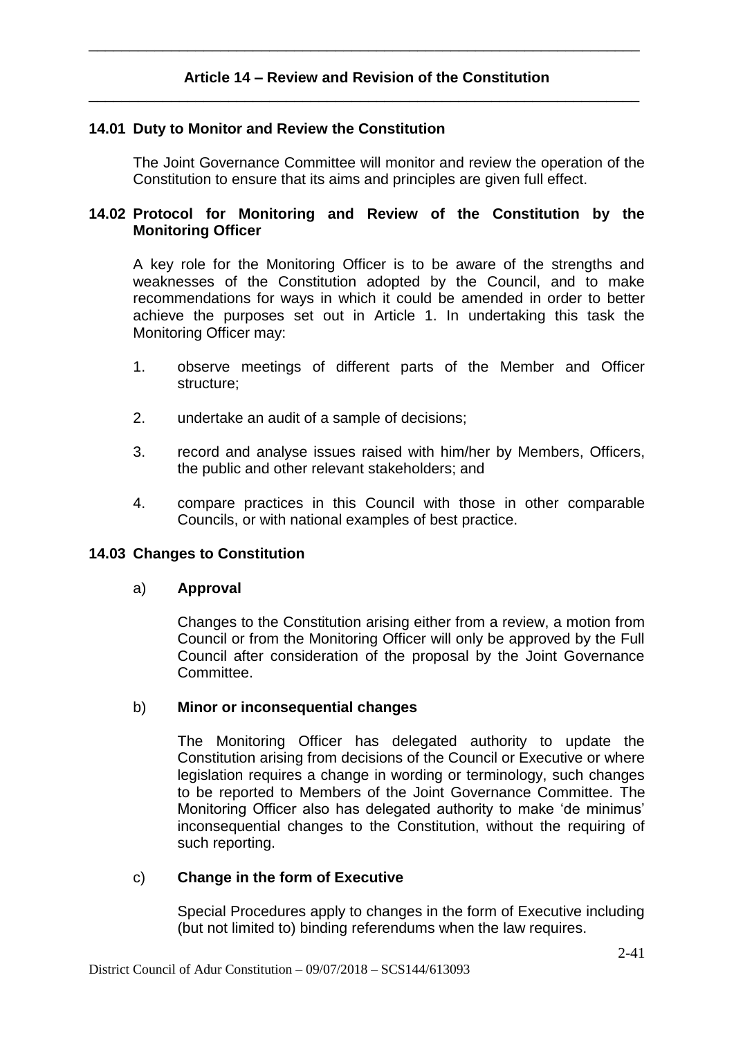## Article 14 – Review and Revision of the Constitution

### 14.01 Duty to Monitor and Review the Constitution

The Joint Governance Committee will monitor and review the operation of the Constitution to ensure that its aims and principles are given full effect.

### 14.02 Protocol for Monitoring and Review of the Constitution by the Monitoring Officer

A key role for the Monitoring Officer is to be aware of the strengths and weaknesses of the Constitution adopted by the Council, and to make recommendations for ways in which it could be amended in order to better achieve the purposes set out in Article 1. In undertaking this task the Monitoring Officer may:

1. observe meetings of different parts of the Member and Officer structure;
2. undertake an audit of a sample of decisions;
3. record and analyse issues raised with him/her by Members, Officers, the public and other relevant stakeholders; and
4. compare practices in this Council with those in other comparable Councils, or with national examples of best practice.

### 14.03 Changes to Constitution

a) **Approval**

Changes to the Constitution arising either from a review, a motion from Council or from the Monitoring Officer will only be approved by the Full Council after consideration of the proposal by the Joint Governance Committee.

b) **Minor or inconsequential changes**

The Monitoring Officer has delegated authority to update the Constitution arising from decisions of the Council or Executive or where legislation requires a change in wording or terminology, such changes to be reported to Members of the Joint Governance Committee. The Monitoring Officer also has delegated authority to make 'de minimus' inconsequential changes to the Constitution, without the requiring of such reporting.

c) **Change in the form of Executive**

Special Procedures apply to changes in the form of Executive including (but not limited to) binding referendums when the law requires.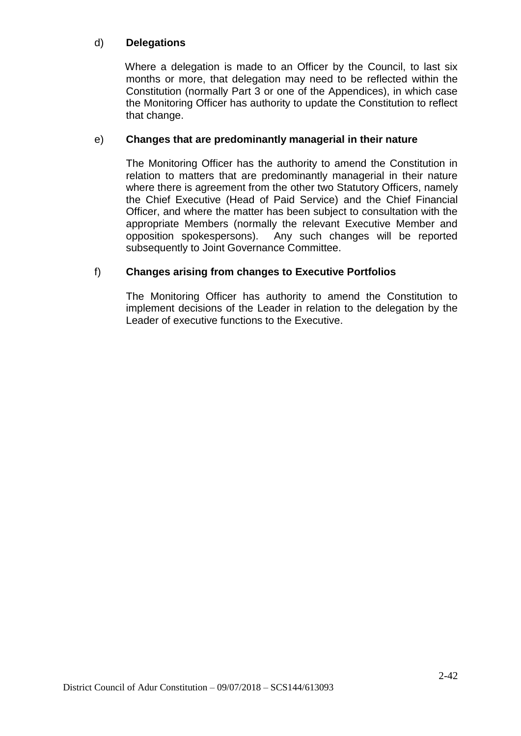d) **Delegations**

Where a delegation is made to an Officer by the Council, to last six months or more, that delegation may need to be reflected within the Constitution (normally Part 3 or one of the Appendices), in which case the Monitoring Officer has authority to update the Constitution to reflect that change.

e) **Changes that are predominantly managerial in their nature**

The Monitoring Officer has the authority to amend the Constitution in relation to matters that are predominantly managerial in their nature where there is agreement from the other two Statutory Officers, namely the Chief Executive (Head of Paid Service) and the Chief Financial Officer, and where the matter has been subject to consultation with the appropriate Members (normally the relevant Executive Member and opposition spokespersons). Any such changes will be reported subsequently to Joint Governance Committee.

f) **Changes arising from changes to Executive Portfolios**

The Monitoring Officer has authority to amend the Constitution to implement decisions of the Leader in relation to the delegation by the Leader of executive functions to the Executive.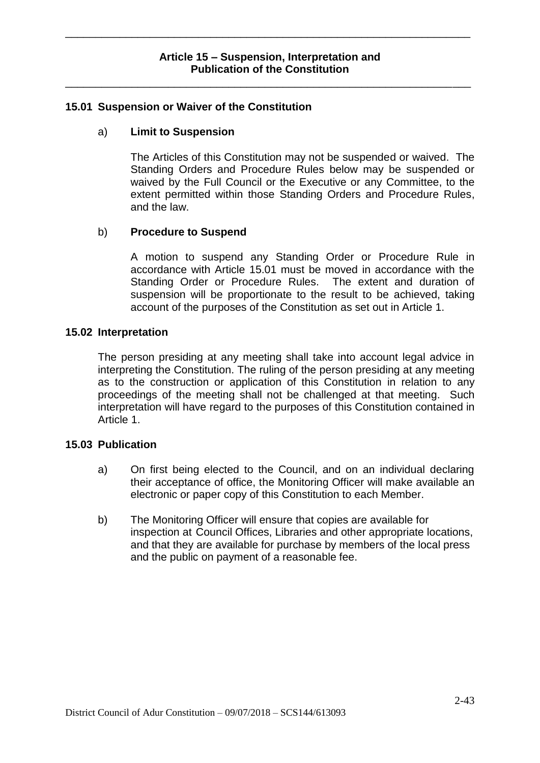## Article 15 – Suspension, Interpretation and Publication of the Constitution

### 15.01 Suspension or Waiver of the Constitution

a) **Limit to Suspension**

The Articles of this Constitution may not be suspended or waived. The Standing Orders and Procedure Rules below may be suspended or waived by the Full Council or the Executive or any Committee, to the extent permitted within those Standing Orders and Procedure Rules, and the law.

b) **Procedure to Suspend**

A motion to suspend any Standing Order or Procedure Rule in accordance with Article 15.01 must be moved in accordance with the Standing Order or Procedure Rules. The extent and duration of suspension will be proportionate to the result to be achieved, taking account of the purposes of the Constitution as set out in Article 1.

### 15.02 Interpretation

The person presiding at any meeting shall take into account legal advice in interpreting the Constitution. The ruling of the person presiding at any meeting as to the construction or application of this Constitution in relation to any proceedings of the meeting shall not be challenged at that meeting. Such interpretation will have regard to the purposes of this Constitution contained in Article 1.

### 15.03 Publication

a) On first being elected to the Council, and on an individual declaring their acceptance of office, the Monitoring Officer will make available an electronic or paper copy of this Constitution to each Member.

b) The Monitoring Officer will ensure that copies are available for inspection at Council Offices, Libraries and other appropriate locations, and that they are available for purchase by members of the local press and the public on payment of a reasonable fee.